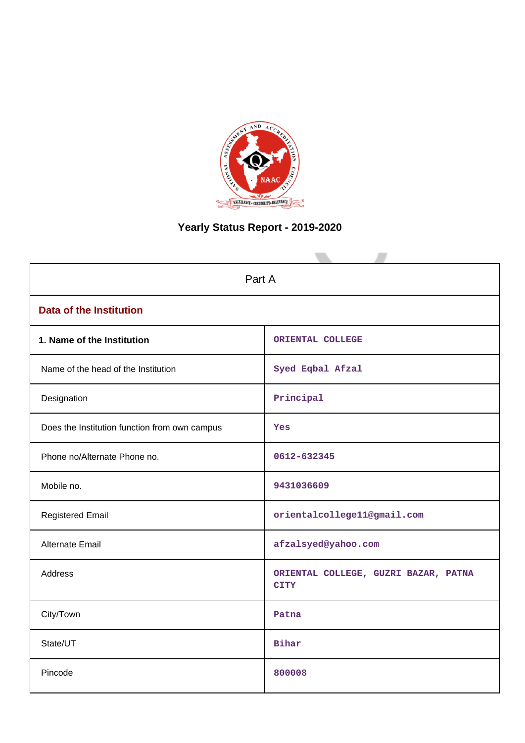# Yearly Status Report - 2019-2020

| Part A | |
|---|---|
| **Data of the Institution** | |
| **1. Name of the Institution** | ORIENTAL COLLEGE |
| Name of the head of the Institution | Syed Eqbal Afzal |
| Designation | Principal |
| Does the Institution function from own campus | Yes |
| Phone no/Alternate Phone no. | 0612-632345 |
| Mobile no. | 9431036609 |
| Registered Email | orientalcollege11@gmail.com |
| Alternate Email | afzalsyed@yahoo.com |
| Address | ORIENTAL COLLEGE, GUZRI BAZAR, PATNA CITY |
| City/Town | Patna |
| State/UT | Bihar |
| Pincode | 800008 |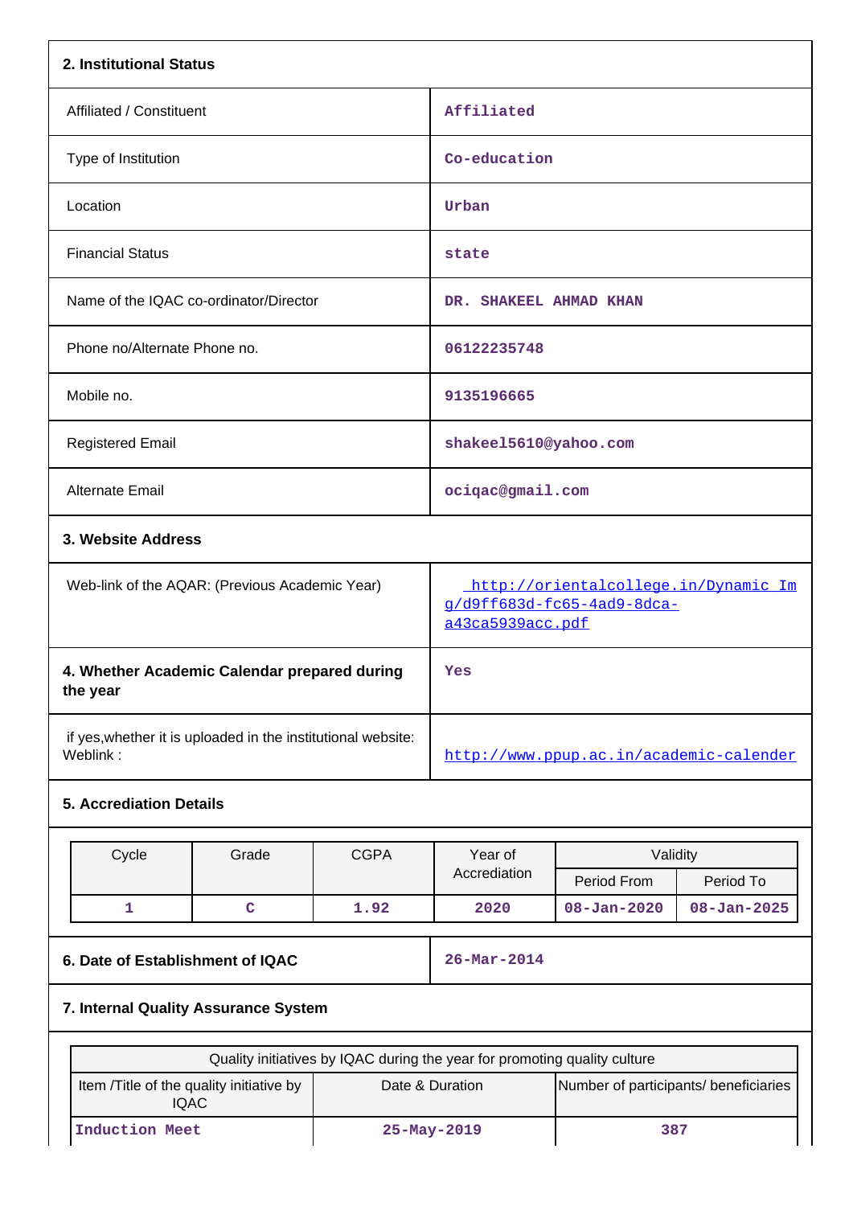## 2. Institutional Status

| | |
|---|---|
| Affiliated / Constituent | Affiliated |
| Type of Institution | Co-education |
| Location | Urban |
| Financial Status | state |
| Name of the IQAC co-ordinator/Director | DR. SHAKEEL AHMAD KHAN |
| Phone no/Alternate Phone no. | 06122235748 |
| Mobile no. | 9135196665 |
| Registered Email | shakeel5610@yahoo.com |
| Alternate Email | ociqac@gmail.com |

## 3. Website Address

| | |
|---|---|
| Web-link of the AQAR: (Previous Academic Year) | http://orientalcollege.in/Dynamic_Img/d9ff683d-fc65-4ad9-8dca-a43ca5939acc.pdf |

| | |
|---|---|
| **4. Whether Academic Calendar prepared during the year** | Yes |
| if yes,whether it is uploaded in the institutional website: Weblink : | http://www.ppup.ac.in/academic-calender |

## 5. Accrediation Details

| Cycle | Grade | CGPA | Year of Accrediation | Validity | |
|---|---|---|---|---|---|
| | | | | Period From | Period To |
| 1 | C | 1.92 | 2020 | 08-Jan-2020 | 08-Jan-2025 |

| | |
|---|---|
| **6. Date of Establishment of IQAC** | 26-Mar-2014 |

## 7. Internal Quality Assurance System

| Quality initiatives by IQAC during the year for promoting quality culture | | |
|---|---|---|
| Item /Title of the quality initiative by IQAC | Date & Duration | Number of participants/ beneficiaries |
| Induction Meet | 25-May-2019 | 387 |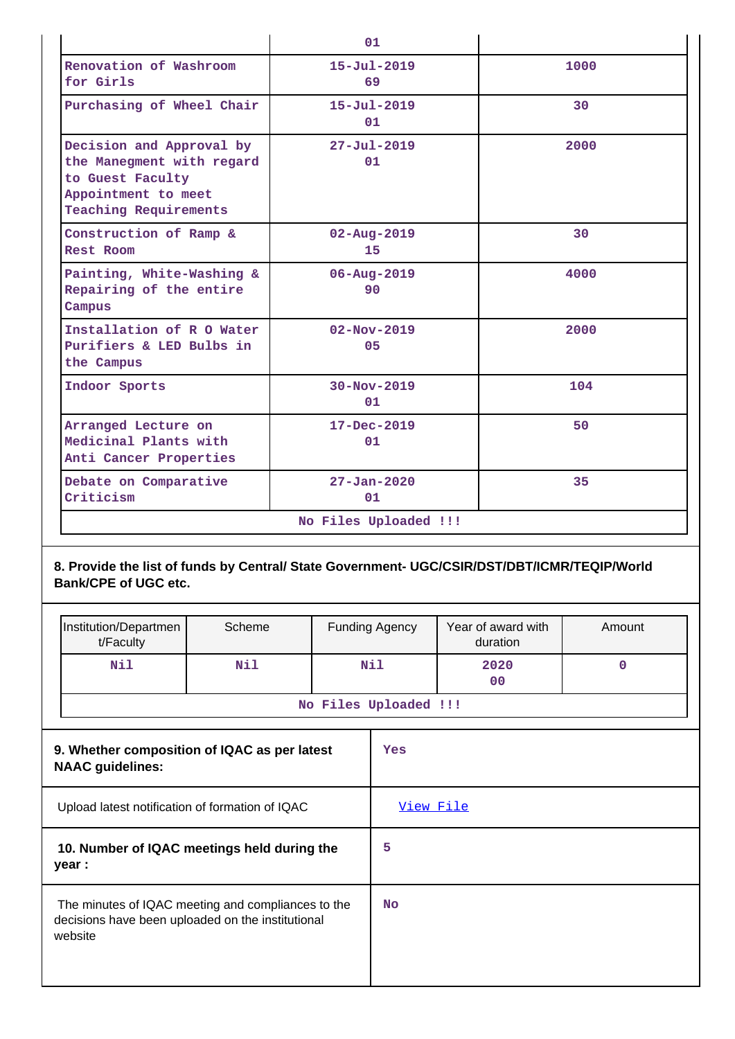| | 01 | |
|---|---|---|
| Renovation of Washroom for Girls | 15-Jul-2019 69 | 1000 |
| Purchasing of Wheel Chair | 15-Jul-2019 01 | 30 |
| Decision and Approval by the Manegment with regard to Guest Faculty Appointment to meet Teaching Requirements | 27-Jul-2019 01 | 2000 |
| Construction of Ramp & Rest Room | 02-Aug-2019 15 | 30 |
| Painting, White-Washing & Repairing of the entire Campus | 06-Aug-2019 90 | 4000 |
| Installation of R O Water Purifiers & LED Bulbs in the Campus | 02-Nov-2019 05 | 2000 |
| Indoor Sports | 30-Nov-2019 01 | 104 |
| Arranged Lecture on Medicinal Plants with Anti Cancer Properties | 17-Dec-2019 01 | 50 |
| Debate on Comparative Criticism | 27-Jan-2020 01 | 35 |
| No Files Uploaded !!! | | |

**8. Provide the list of funds by Central/ State Government- UGC/CSIR/DST/DBT/ICMR/TEQIP/World Bank/CPE of UGC etc.**

| Institution/Departmen t/Faculty | Scheme | Funding Agency | Year of award with duration | Amount |
|---|---|---|---|---|
| Nil | Nil | Nil | 2020 00 | 0 |
| No Files Uploaded !!! | | | | |

| | |
|---|---|
| **9. Whether composition of IQAC as per latest NAAC guidelines:** | Yes |
| Upload latest notification of formation of IQAC | View File |
| **10. Number of IQAC meetings held during the year :** | 5 |
| The minutes of IQAC meeting and compliances to the decisions have been uploaded on the institutional website | No |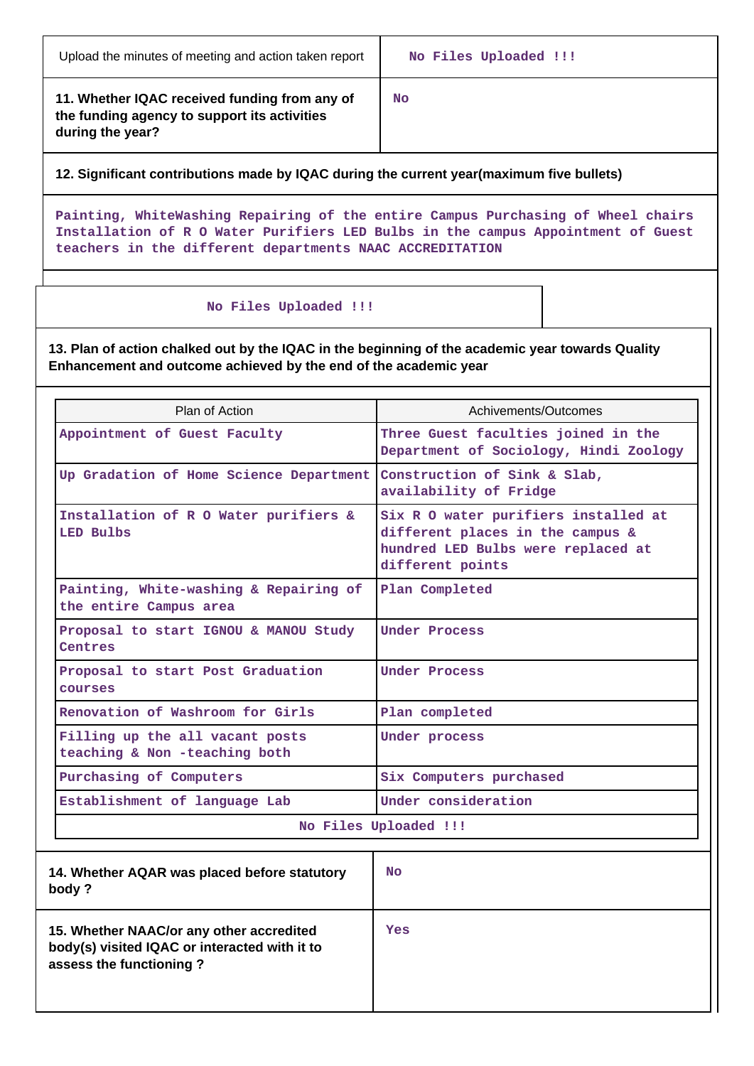| Upload the minutes of meeting and action taken report | No Files Uploaded !!! |
|---|---|
| **11. Whether IQAC received funding from any of the funding agency to support its activities during the year?** | No |

**12. Significant contributions made by IQAC during the current year(maximum five bullets)**

Painting, WhiteWashing Repairing of the entire Campus Purchasing of Wheel chairs Installation of R O Water Purifiers LED Bulbs in the campus Appointment of Guest teachers in the different departments NAAC ACCREDITATION

No Files Uploaded !!!

**13. Plan of action chalked out by the IQAC in the beginning of the academic year towards Quality Enhancement and outcome achieved by the end of the academic year**

| Plan of Action | Achivements/Outcomes |
|---|---|
| Appointment of Guest Faculty | Three Guest faculties joined in the Department of Sociology, Hindi Zoology |
| Up Gradation of Home Science Department | Construction of Sink & Slab, availability of Fridge |
| Installation of R O Water purifiers & LED Bulbs | Six R O water purifiers installed at different places in the campus & hundred LED Bulbs were replaced at different points |
| Painting, White-washing & Repairing of the entire Campus area | Plan Completed |
| Proposal to start IGNOU & MANOU Study Centres | Under Process |
| Proposal to start Post Graduation courses | Under Process |
| Renovation of Washroom for Girls | Plan completed |
| Filling up the all vacant posts teaching & Non -teaching both | Under process |
| Purchasing of Computers | Six Computers purchased |
| Establishment of language Lab | Under consideration |
| No Files Uploaded !!! | |

| **14. Whether AQAR was placed before statutory body ?** | No |
|---|---|
| **15. Whether NAAC/or any other accredited body(s) visited IQAC or interacted with it to assess the functioning ?** | Yes |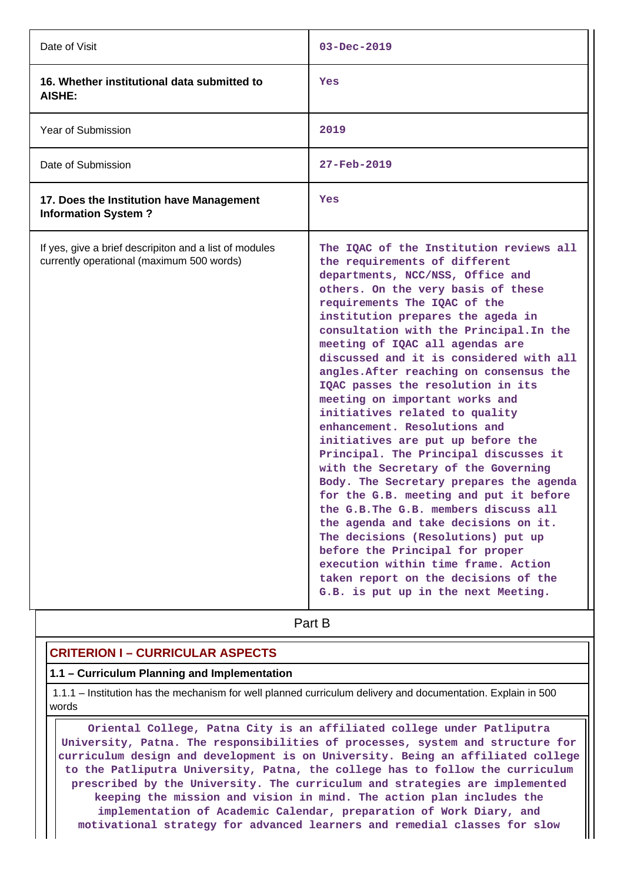| | |
|---|---|
| Date of Visit | 03-Dec-2019 |
| **16. Whether institutional data submitted to AISHE:** | Yes |
| Year of Submission | 2019 |
| Date of Submission | 27-Feb-2019 |
| **17. Does the Institution have Management Information System ?** | Yes |
| If yes, give a brief descripiton and a list of modules currently operational (maximum 500 words) | The IQAC of the Institution reviews all the requirements of different departments, NCC/NSS, Office and others. On the very basis of these requirements The IQAC of the institution prepares the ageda in consultation with the Principal.In the meeting of IQAC all agendas are discussed and it is considered with all angles.After reaching on consensus the IQAC passes the resolution in its meeting on important works and initiatives related to quality enhancement. Resolutions and initiatives are put up before the Principal. The Principal discusses it with the Secretary of the Governing Body. The Secretary prepares the agenda for the G.B. meeting and put it before the G.B.The G.B. members discuss all the agenda and take decisions on it. The decisions (Resolutions) put up before the Principal for proper execution within time frame. Action taken report on the decisions of the G.B. is put up in the next Meeting. |

## Part B

### CRITERION I – CURRICULAR ASPECTS

#### 1.1 – Curriculum Planning and Implementation

1.1.1 – Institution has the mechanism for well planned curriculum delivery and documentation. Explain in 500 words

**Oriental College, Patna City is an affiliated college under Patliputra University, Patna. The responsibilities of processes, system and structure for curriculum design and development is on University. Being an affiliated college to the Patliputra University, Patna, the college has to follow the curriculum prescribed by the University. The curriculum and strategies are implemented keeping the mission and vision in mind. The action plan includes the implementation of Academic Calendar, preparation of Work Diary, and motivational strategy for advanced learners and remedial classes for slow**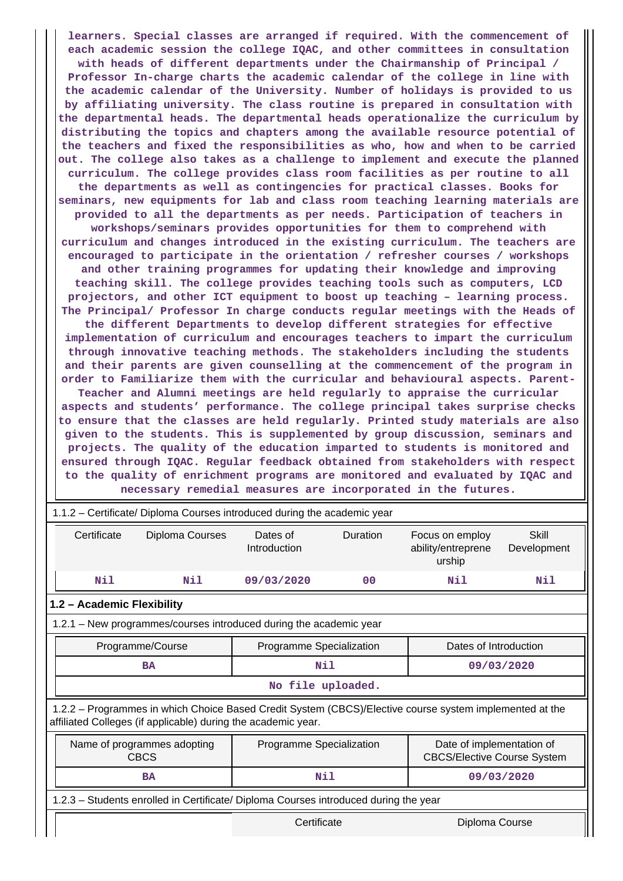learners. Special classes are arranged if required. With the commencement of each academic session the college IQAC, and other committees in consultation with heads of different departments under the Chairmanship of Principal / Professor In-charge charts the academic calendar of the college in line with the academic calendar of the University. Number of holidays is provided to us by affiliating university. The class routine is prepared in consultation with the departmental heads. The departmental heads operationalize the curriculum by distributing the topics and chapters among the available resource potential of the teachers and fixed the responsibilities as who, how and when to be carried out. The college also takes as a challenge to implement and execute the planned curriculum. The college provides class room facilities as per routine to all the departments as well as contingencies for practical classes. Books for seminars, new equipments for lab and class room teaching learning materials are provided to all the departments as per needs. Participation of teachers in workshops/seminars provides opportunities for them to comprehend with curriculum and changes introduced in the existing curriculum. The teachers are encouraged to participate in the orientation / refresher courses / workshops and other training programmes for updating their knowledge and improving teaching skill. The college provides teaching tools such as computers, LCD projectors, and other ICT equipment to boost up teaching – learning process. The Principal/ Professor In charge conducts regular meetings with the Heads of the different Departments to develop different strategies for effective implementation of curriculum and encourages teachers to impart the curriculum through innovative teaching methods. The stakeholders including the students and their parents are given counselling at the commencement of the program in order to Familiarize them with the curricular and behavioural aspects. Parent-Teacher and Alumni meetings are held regularly to appraise the curricular aspects and students' performance. The college principal takes surprise checks to ensure that the classes are held regularly. Printed study materials are also given to the students. This is supplemented by group discussion, seminars and projects. The quality of the education imparted to students is monitored and ensured through IQAC. Regular feedback obtained from stakeholders with respect to the quality of enrichment programs are monitored and evaluated by IQAC and necessary remedial measures are incorporated in the futures.

1.1.2 – Certificate/ Diploma Courses introduced during the academic year

| Certificate | Diploma Courses | Dates of Introduction | Duration | Focus on employ ability/entreprene urship | Skill Development |
|---|---|---|---|---|---|
| Nil | Nil | 09/03/2020 | 00 | Nil | Nil |

**1.2 – Academic Flexibility**

1.2.1 – New programmes/courses introduced during the academic year

| Programme/Course | Programme Specialization | Dates of Introduction |
|---|---|---|
| BA | Nil | 09/03/2020 |
| No file uploaded. | | |

1.2.2 – Programmes in which Choice Based Credit System (CBCS)/Elective course system implemented at the affiliated Colleges (if applicable) during the academic year.

| Name of programmes adopting CBCS | Programme Specialization | Date of implementation of CBCS/Elective Course System |
|---|---|---|
| BA | Nil | 09/03/2020 |

1.2.3 – Students enrolled in Certificate/ Diploma Courses introduced during the year

| | Certificate | Diploma Course |
|---|---|---|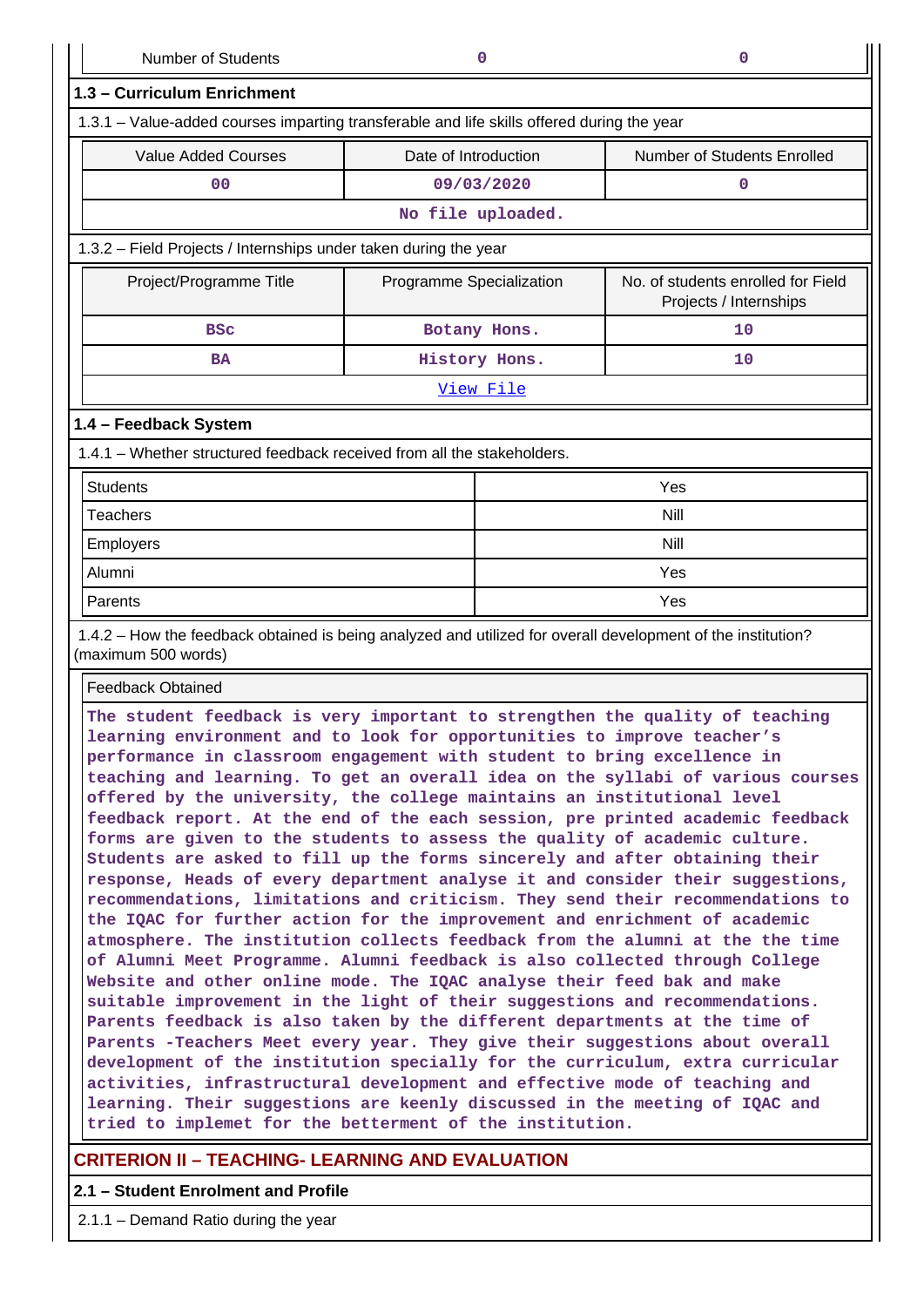| Number of Students | 0 | 0 |
|---|---|---|

### 1.3 – Curriculum Enrichment

1.3.1 – Value-added courses imparting transferable and life skills offered during the year

| Value Added Courses | Date of Introduction | Number of Students Enrolled |
|---|---|---|
| 00 | 09/03/2020 | 0 |
| No file uploaded. | | |

1.3.2 – Field Projects / Internships under taken during the year

| Project/Programme Title | Programme Specialization | No. of students enrolled for Field Projects / Internships |
|---|---|---|
| BSc | Botany Hons. | 10 |
| BA | History Hons. | 10 |
| View File | | |

### 1.4 – Feedback System

1.4.1 – Whether structured feedback received from all the stakeholders.

| Students | Yes |
|---|---|
| Teachers | Nill |
| Employers | Nill |
| Alumni | Yes |
| Parents | Yes |

1.4.2 – How the feedback obtained is being analyzed and utilized for overall development of the institution? (maximum 500 words)

Feedback Obtained

The student feedback is very important to strengthen the quality of teaching learning environment and to look for opportunities to improve teacher’s performance in classroom engagement with student to bring excellence in teaching and learning. To get an overall idea on the syllabi of various courses offered by the university, the college maintains an institutional level feedback report. At the end of the each session, pre printed academic feedback forms are given to the students to assess the quality of academic culture. Students are asked to fill up the forms sincerely and after obtaining their response, Heads of every department analyse it and consider their suggestions, recommendations, limitations and criticism. They send their recommendations to the IQAC for further action for the improvement and enrichment of academic atmosphere. The institution collects feedback from the alumni at the the time of Alumni Meet Programme. Alumni feedback is also collected through College Website and other online mode. The IQAC analyse their feed bak and make suitable improvement in the light of their suggestions and recommendations. Parents feedback is also taken by the different departments at the time of Parents -Teachers Meet every year. They give their suggestions about overall development of the institution specially for the curriculum, extra curricular activities, infrastructural development and effective mode of teaching and learning. Their suggestions are keenly discussed in the meeting of IQAC and tried to implemet for the betterment of the institution.

## CRITERION II – TEACHING- LEARNING AND EVALUATION

### 2.1 – Student Enrolment and Profile

2.1.1 – Demand Ratio during the year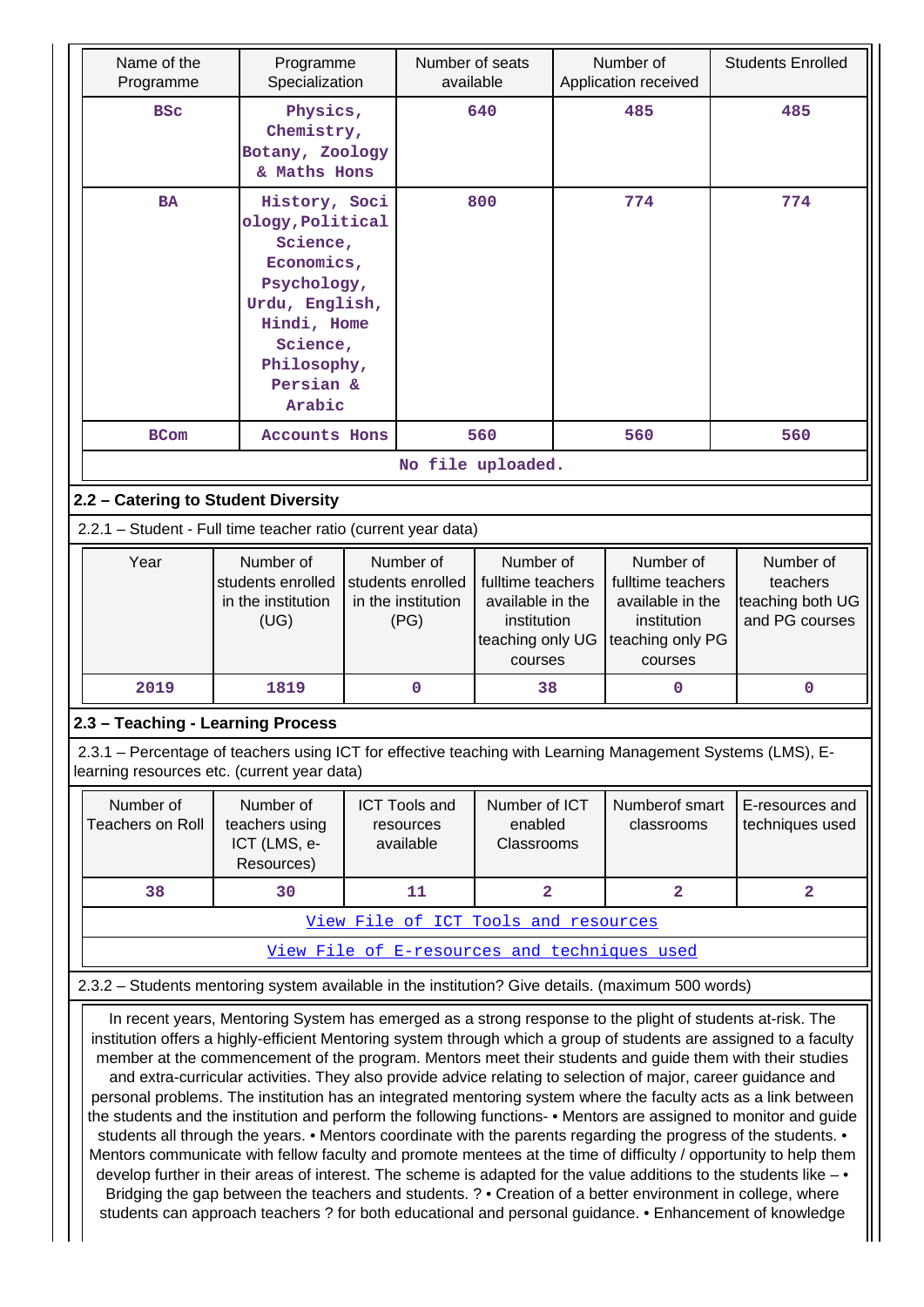| Name of the Programme | Programme Specialization | Number of seats available | Number of Application received | Students Enrolled |
|---|---|---|---|---|
| BSc | Physics, Chemistry, Botany, Zoology & Maths Hons | 640 | 485 | 485 |
| BA | History, Sociology,Political Science, Economics, Psychology, Urdu, English, Hindi, Home Science, Philosophy, Persian & Arabic | 800 | 774 | 774 |
| BCom | Accounts Hons | 560 | 560 | 560 |
| No file uploaded. | | | | |

## 2.2 – Catering to Student Diversity

2.2.1 – Student - Full time teacher ratio (current year data)

| Year | Number of students enrolled in the institution (UG) | Number of students enrolled in the institution (PG) | Number of fulltime teachers available in the institution teaching only UG courses | Number of fulltime teachers available in the institution teaching only PG courses | Number of teachers teaching both UG and PG courses |
|---|---|---|---|---|---|
| 2019 | 1819 | 0 | 38 | 0 | 0 |

## 2.3 – Teaching - Learning Process

2.3.1 – Percentage of teachers using ICT for effective teaching with Learning Management Systems (LMS), E-learning resources etc. (current year data)

| Number of Teachers on Roll | Number of teachers using ICT (LMS, e-Resources) | ICT Tools and resources available | Number of ICT enabled Classrooms | Numberof smart classrooms | E-resources and techniques used |
|---|---|---|---|---|---|
| 38 | 30 | 11 | 2 | 2 | 2 |
| View File of ICT Tools and resources | | | | | |
| View File of E-resources and techniques used | | | | | |

2.3.2 – Students mentoring system available in the institution? Give details. (maximum 500 words)

In recent years, Mentoring System has emerged as a strong response to the plight of students at-risk. The institution offers a highly-efficient Mentoring system through which a group of students are assigned to a faculty member at the commencement of the program. Mentors meet their students and guide them with their studies and extra-curricular activities. They also provide advice relating to selection of major, career guidance and personal problems. The institution has an integrated mentoring system where the faculty acts as a link between the students and the institution and perform the following functions- • Mentors are assigned to monitor and guide students all through the years. • Mentors coordinate with the parents regarding the progress of the students. • Mentors communicate with fellow faculty and promote mentees at the time of difficulty / opportunity to help them develop further in their areas of interest. The scheme is adapted for the value additions to the students like – • Bridging the gap between the teachers and students. ? • Creation of a better environment in college, where students can approach teachers ? for both educational and personal guidance. • Enhancement of knowledge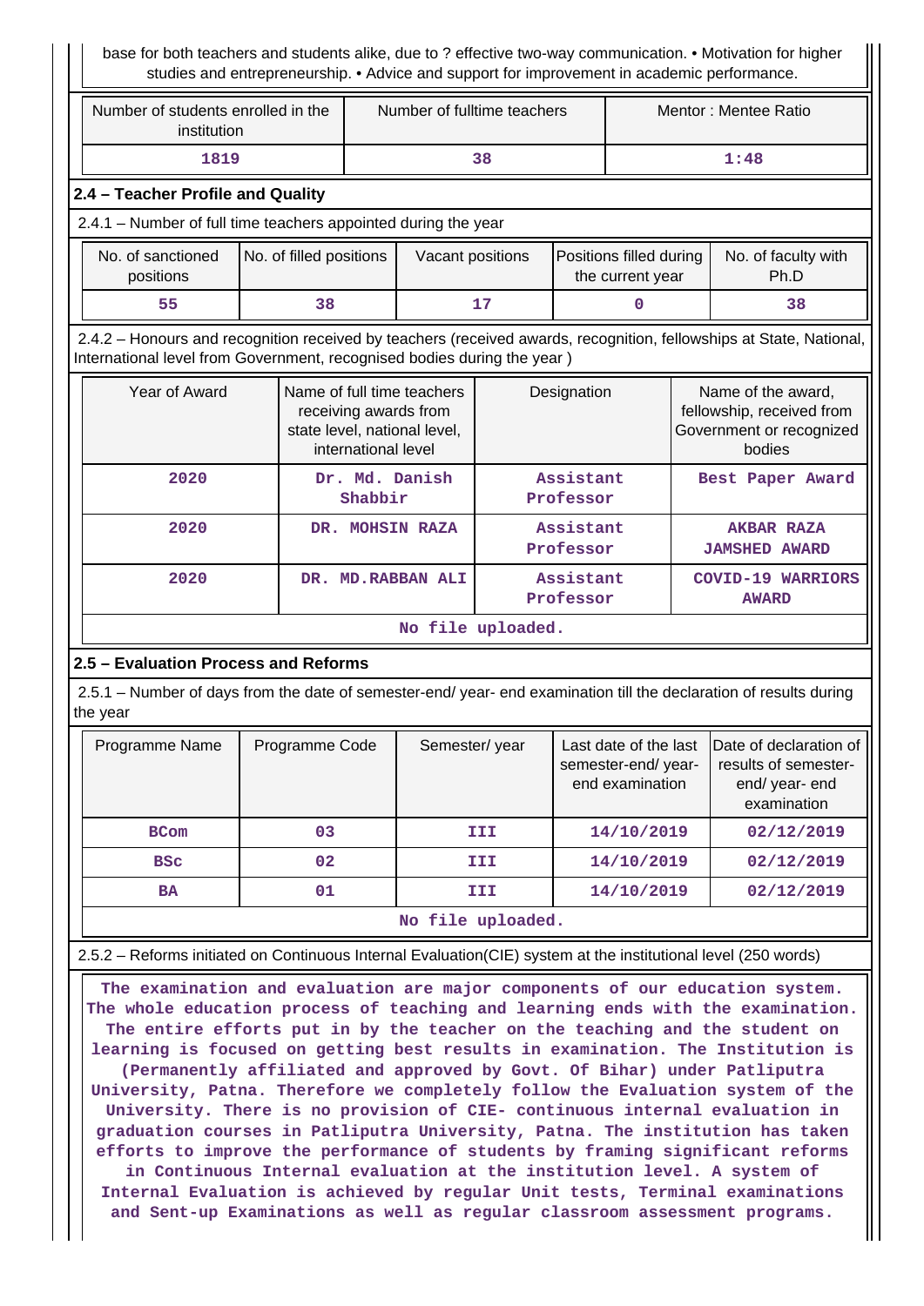base for both teachers and students alike, due to ? effective two-way communication. • Motivation for higher studies and entrepreneurship. • Advice and support for improvement in academic performance.

| Number of students enrolled in the institution | Number of fulltime teachers | Mentor : Mentee Ratio |
|---|---|---|
| 1819 | 38 | 1:48 |

### 2.4 – Teacher Profile and Quality

2.4.1 – Number of full time teachers appointed during the year

| No. of sanctioned positions | No. of filled positions | Vacant positions | Positions filled during the current year | No. of faculty with Ph.D |
|---|---|---|---|---|
| 55 | 38 | 17 | 0 | 38 |

2.4.2 – Honours and recognition received by teachers (received awards, recognition, fellowships at State, National, International level from Government, recognised bodies during the year )

| Year of Award | Name of full time teachers receiving awards from state level, national level, international level | Designation | Name of the award, fellowship, received from Government or recognized bodies |
|---|---|---|---|
| 2020 | Dr. Md. Danish Shabbir | Assistant Professor | Best Paper Award |
| 2020 | DR. MOHSIN RAZA | Assistant Professor | AKBAR RAZA JAMSHED AWARD |
| 2020 | DR. MD.RABBAN ALI | Assistant Professor | COVID-19 WARRIORS AWARD |
| No file uploaded. | | | |

### 2.5 – Evaluation Process and Reforms

2.5.1 – Number of days from the date of semester-end/ year- end examination till the declaration of results during the year

| Programme Name | Programme Code | Semester/ year | Last date of the last semester-end/ year- end examination | Date of declaration of results of semester-end/ year- end examination |
|---|---|---|---|---|
| BCom | 03 | III | 14/10/2019 | 02/12/2019 |
| BSc | 02 | III | 14/10/2019 | 02/12/2019 |
| BA | 01 | III | 14/10/2019 | 02/12/2019 |
| No file uploaded. | | | | |

2.5.2 – Reforms initiated on Continuous Internal Evaluation(CIE) system at the institutional level (250 words)

The examination and evaluation are major components of our education system. The whole education process of teaching and learning ends with the examination. The entire efforts put in by the teacher on the teaching and the student on learning is focused on getting best results in examination. The Institution is (Permanently affiliated and approved by Govt. Of Bihar) under Patliputra University, Patna. Therefore we completely follow the Evaluation system of the University. There is no provision of CIE- continuous internal evaluation in graduation courses in Patliputra University, Patna. The institution has taken efforts to improve the performance of students by framing significant reforms in Continuous Internal evaluation at the institution level. A system of Internal Evaluation is achieved by regular Unit tests, Terminal examinations and Sent-up Examinations as well as regular classroom assessment programs.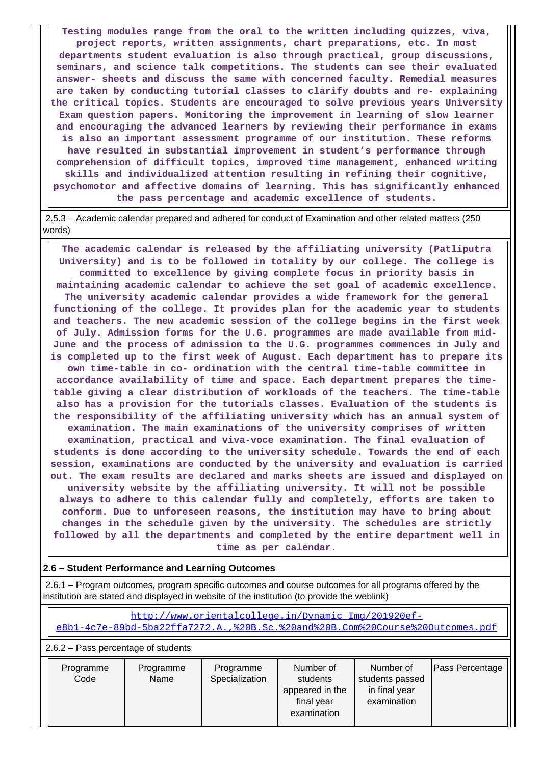**Testing modules range from the oral to the written including quizzes, viva, project reports, written assignments, chart preparations, etc. In most departments student evaluation is also through practical, group discussions, seminars, and science talk competitions. The students can see their evaluated answer- sheets and discuss the same with concerned faculty. Remedial measures are taken by conducting tutorial classes to clarify doubts and re- explaining the critical topics. Students are encouraged to solve previous years University Exam question papers. Monitoring the improvement in learning of slow learner and encouraging the advanced learners by reviewing their performance in exams is also an important assessment programme of our institution. These reforms have resulted in substantial improvement in student's performance through comprehension of difficult topics, improved time management, enhanced writing skills and individualized attention resulting in refining their cognitive, psychomotor and affective domains of learning. This has significantly enhanced the pass percentage and academic excellence of students.**

2.5.3 – Academic calendar prepared and adhered for conduct of Examination and other related matters (250 words)

**The academic calendar is released by the affiliating university (Patliputra University) and is to be followed in totality by our college. The college is committed to excellence by giving complete focus in priority basis in maintaining academic calendar to achieve the set goal of academic excellence. The university academic calendar provides a wide framework for the general functioning of the college. It provides plan for the academic year to students and teachers. The new academic session of the college begins in the first week of July. Admission forms for the U.G. programmes are made available from mid-June and the process of admission to the U.G. programmes commences in July and is completed up to the first week of August. Each department has to prepare its own time-table in co- ordination with the central time-table committee in accordance availability of time and space. Each department prepares the time-table giving a clear distribution of workloads of the teachers. The time-table also has a provision for the tutorials classes. Evaluation of the students is the responsibility of the affiliating university which has an annual system of examination. The main examinations of the university comprises of written examination, practical and viva-voce examination. The final evaluation of students is done according to the university schedule. Towards the end of each session, examinations are conducted by the university and evaluation is carried out. The exam results are declared and marks sheets are issued and displayed on university website by the affiliating university. It will not be possible always to adhere to this calendar fully and completely, efforts are taken to conform. Due to unforeseen reasons, the institution may have to bring about changes in the schedule given by the university. The schedules are strictly followed by all the departments and completed by the entire department well in time as per calendar.**

## 2.6 – Student Performance and Learning Outcomes

2.6.1 – Program outcomes, program specific outcomes and course outcomes for all programs offered by the institution are stated and displayed in website of the institution (to provide the weblink)

http://www.orientalcollege.in/Dynamic_Img/201920ef-e8b1-4c7e-89bd-5ba22ffa7272.A.,%20B.Sc.%20and%20B.Com%20Course%20Outcomes.pdf

2.6.2 – Pass percentage of students

| Programme Code | Programme Name | Programme Specialization | Number of students appeared in the final year examination | Number of students passed in final year examination | Pass Percentage |
|---|---|---|---|---|---|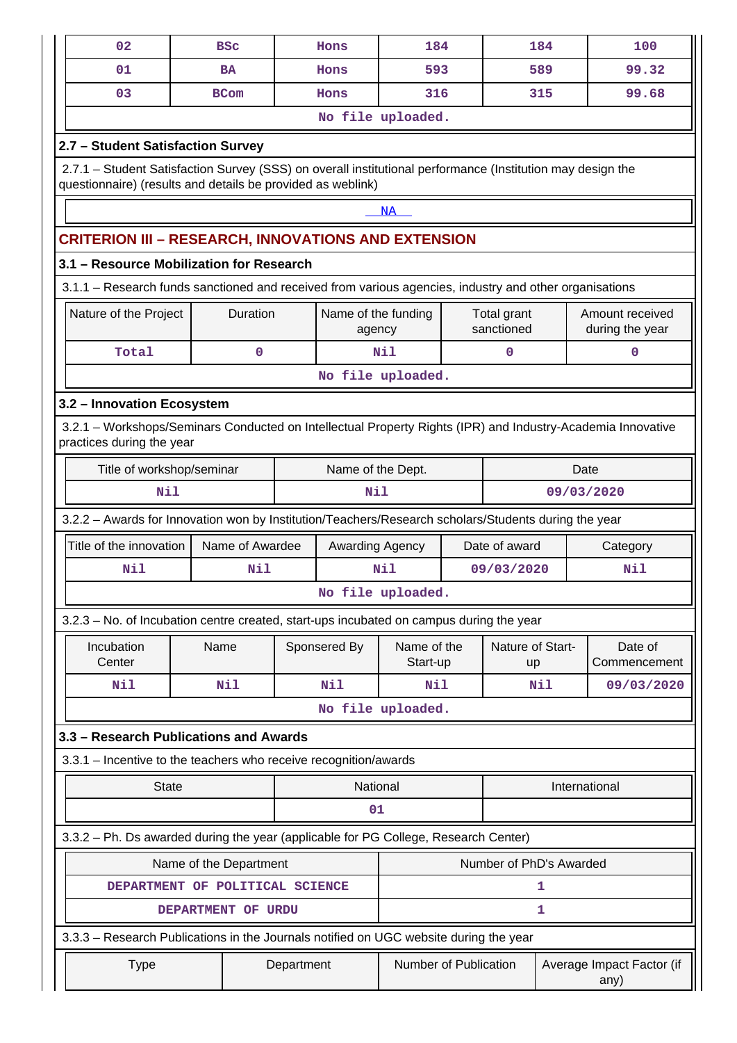| 02 | BSc | Hons | 184 | 184 | 100 |
|---|---|---|---|---|---|
| 01 | BA | Hons | 593 | 589 | 99.32 |
| 03 | BCom | Hons | 316 | 315 | 99.68 |
| No file uploaded. | | | | | |

### 2.7 – Student Satisfaction Survey

2.7.1 – Student Satisfaction Survey (SSS) on overall institutional performance (Institution may design the questionnaire) (results and details be provided as weblink)

NA

## CRITERION III – RESEARCH, INNOVATIONS AND EXTENSION

### 3.1 – Resource Mobilization for Research

3.1.1 – Research funds sanctioned and received from various agencies, industry and other organisations

| Nature of the Project | Duration | Name of the funding agency | Total grant sanctioned | Amount received during the year |
|---|---|---|---|---|
| Total | 0 | Nil | 0 | 0 |
| No file uploaded. | | | | |

### 3.2 – Innovation Ecosystem

3.2.1 – Workshops/Seminars Conducted on Intellectual Property Rights (IPR) and Industry-Academia Innovative practices during the year

| Title of workshop/seminar | Name of the Dept. | Date |
|---|---|---|
| Nil | Nil | 09/03/2020 |

3.2.2 – Awards for Innovation won by Institution/Teachers/Research scholars/Students during the year

| Title of the innovation | Name of Awardee | Awarding Agency | Date of award | Category |
|---|---|---|---|---|
| Nil | Nil | Nil | 09/03/2020 | Nil |
| No file uploaded. | | | | |

3.2.3 – No. of Incubation centre created, start-ups incubated on campus during the year

| Incubation Center | Name | Sponsered By | Name of the Start-up | Nature of Start-up | Date of Commencement |
|---|---|---|---|---|---|
| Nil | Nil | Nil | Nil | Nil | 09/03/2020 |
| No file uploaded. | | | | | |

### 3.3 – Research Publications and Awards

3.3.1 – Incentive to the teachers who receive recognition/awards

| State | National | International |
|---|---|---|
| | 01 | |

3.3.2 – Ph. Ds awarded during the year (applicable for PG College, Research Center)

| Name of the Department | Number of PhD's Awarded |
|---|---|
| DEPARTMENT OF POLITICAL SCIENCE | 1 |
| DEPARTMENT OF URDU | 1 |

3.3.3 – Research Publications in the Journals notified on UGC website during the year

| Type | Department | Number of Publication | Average Impact Factor (if any) |
|---|---|---|---|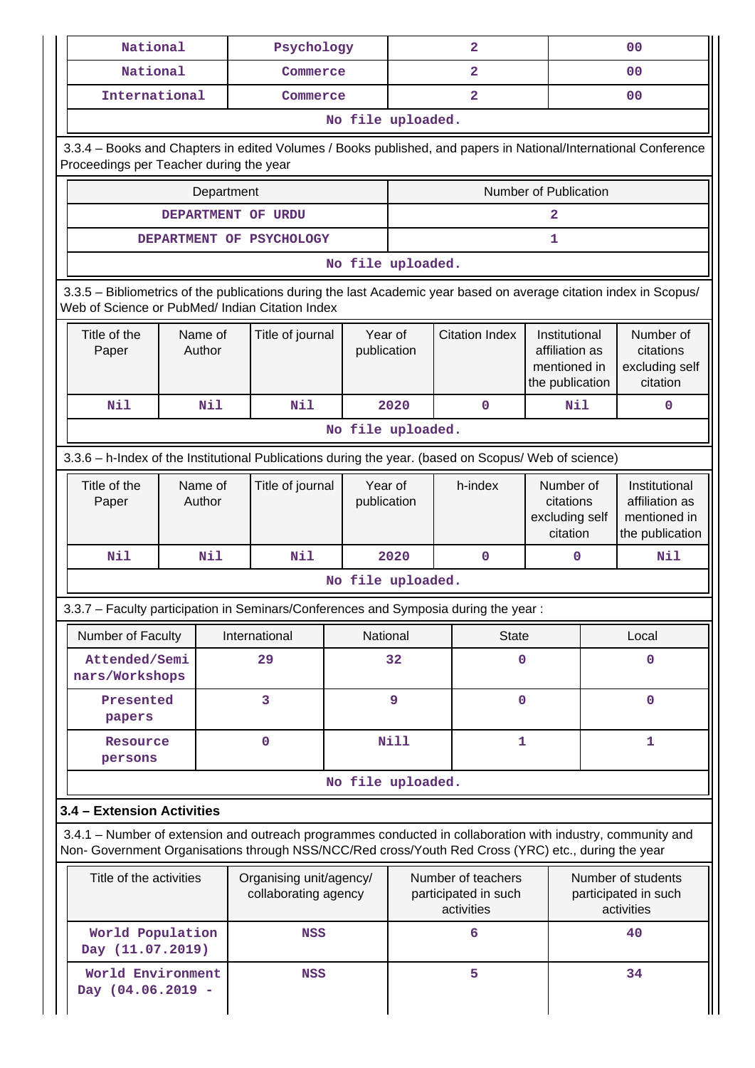| National | Psychology | 2 | 00 |
|---|---|---|---|
| National | Commerce | 2 | 00 |
| International | Commerce | 2 | 00 |
| No file uploaded. | | | |

3.3.4 – Books and Chapters in edited Volumes / Books published, and papers in National/International Conference Proceedings per Teacher during the year

| Department | Number of Publication |
|---|---|
| DEPARTMENT OF URDU | 2 |
| DEPARTMENT OF PSYCHOLOGY | 1 |
| No file uploaded. | |

3.3.5 – Bibliometrics of the publications during the last Academic year based on average citation index in Scopus/ Web of Science or PubMed/ Indian Citation Index

| Title of the Paper | Name of Author | Title of journal | Year of publication | Citation Index | Institutional affiliation as mentioned in the publication | Number of citations excluding self citation |
|---|---|---|---|---|---|---|
| Nil | Nil | Nil | 2020 | 0 | Nil | 0 |
| No file uploaded. | | | | | | |

3.3.6 – h-Index of the Institutional Publications during the year. (based on Scopus/ Web of science)

| Title of the Paper | Name of Author | Title of journal | Year of publication | h-index | Number of citations excluding self citation | Institutional affiliation as mentioned in the publication |
|---|---|---|---|---|---|---|
| Nil | Nil | Nil | 2020 | 0 | 0 | Nil |
| No file uploaded. | | | | | | |

3.3.7 – Faculty participation in Seminars/Conferences and Symposia during the year :

| Number of Faculty | International | National | State | Local |
|---|---|---|---|---|
| Attended/Seminars/Workshops | 29 | 32 | 0 | 0 |
| Presented papers | 3 | 9 | 0 | 0 |
| Resource persons | 0 | Nill | 1 | 1 |
| No file uploaded. | | | | |

### 3.4 – Extension Activities

3.4.1 – Number of extension and outreach programmes conducted in collaboration with industry, community and Non- Government Organisations through NSS/NCC/Red cross/Youth Red Cross (YRC) etc., during the year

| Title of the activities | Organising unit/agency/ collaborating agency | Number of teachers participated in such activities | Number of students participated in such activities |
|---|---|---|---|
| World Population Day (11.07.2019) | NSS | 6 | 40 |
| World Environment Day (04.06.2019 - | NSS | 5 | 34 |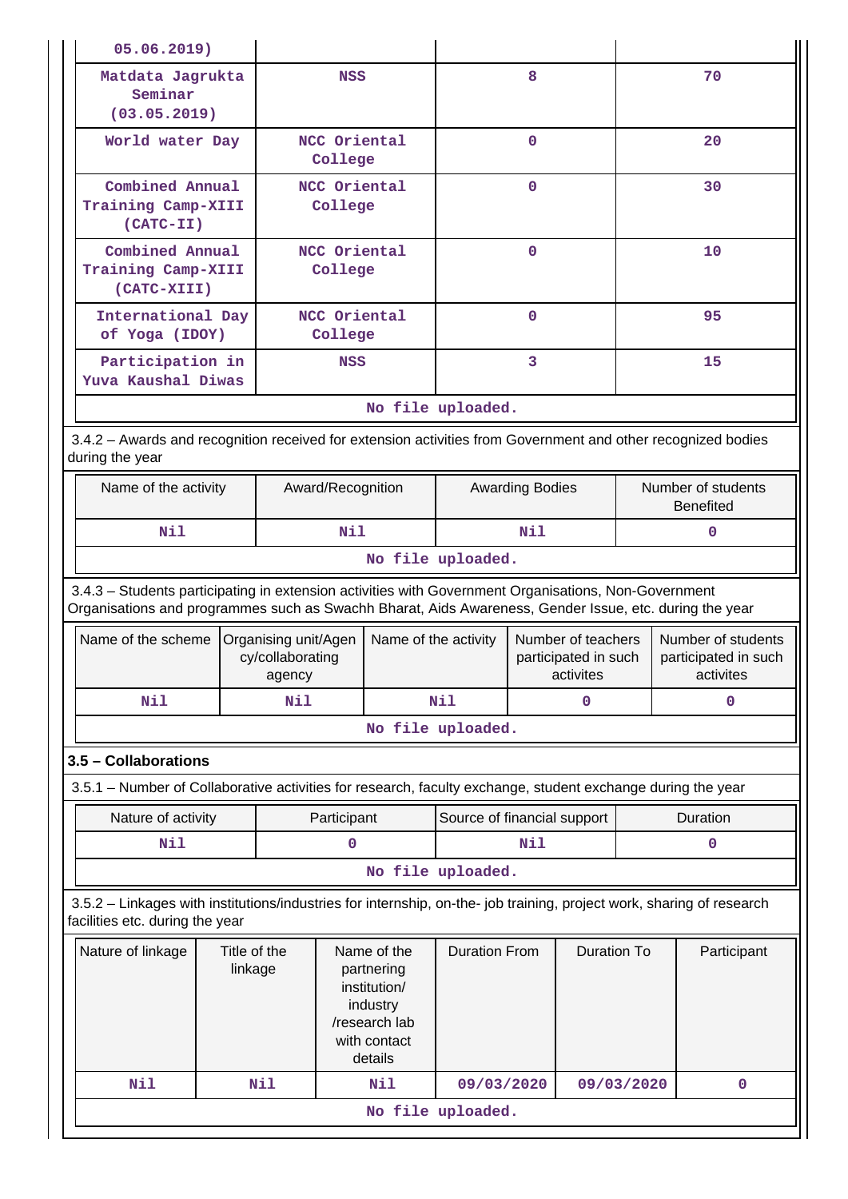| | | | |
|---|---|---|---|
| 05.06.2019) | | | |
| Matdata Jagrukta Seminar (03.05.2019) | NSS | 8 | 70 |
| World water Day | NCC Oriental College | 0 | 20 |
| Combined Annual Training Camp-XIII (CATC-II) | NCC Oriental College | 0 | 30 |
| Combined Annual Training Camp-XIII (CATC-XIII) | NCC Oriental College | 0 | 10 |
| International Day of Yoga (IDOY) | NCC Oriental College | 0 | 95 |
| Participation in Yuva Kaushal Diwas | NSS | 3 | 15 |

No file uploaded.

3.4.2 – Awards and recognition received for extension activities from Government and other recognized bodies during the year

| Name of the activity | Award/Recognition | Awarding Bodies | Number of students Benefited |
|---|---|---|---|
| Nil | Nil | Nil | 0 |

No file uploaded.

3.4.3 – Students participating in extension activities with Government Organisations, Non-Government Organisations and programmes such as Swachh Bharat, Aids Awareness, Gender Issue, etc. during the year

| Name of the scheme | Organising unit/Agency/collaborating agency | Name of the activity | Number of teachers participated in such activites | Number of students participated in such activites |
|---|---|---|---|---|
| Nil | Nil | Nil | 0 | 0 |

No file uploaded.

### 3.5 – Collaborations

3.5.1 – Number of Collaborative activities for research, faculty exchange, student exchange during the year

| Nature of activity | Participant | Source of financial support | Duration |
|---|---|---|---|
| Nil | 0 | Nil | 0 |

No file uploaded.

3.5.2 – Linkages with institutions/industries for internship, on-the- job training, project work, sharing of research facilities etc. during the year

| Nature of linkage | Title of the linkage | Name of the partnering institution/ industry /research lab with contact details | Duration From | Duration To | Participant |
|---|---|---|---|---|---|
| Nil | Nil | Nil | 09/03/2020 | 09/03/2020 | 0 |

No file uploaded.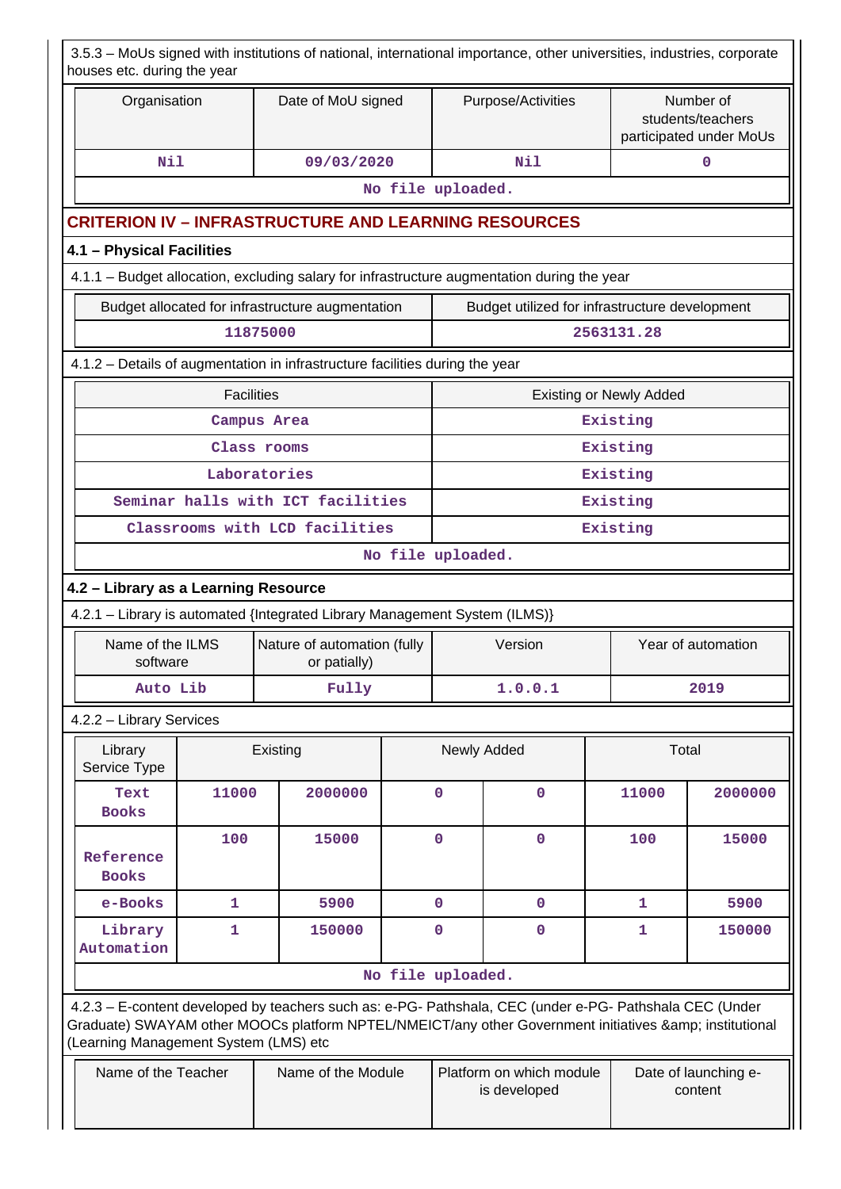3.5.3 – MoUs signed with institutions of national, international importance, other universities, industries, corporate houses etc. during the year

| Organisation | Date of MoU signed | Purpose/Activities | Number of students/teachers participated under MoUs |
|---|---|---|---|
| Nil | 09/03/2020 | Nil | 0 |
| No file uploaded. | | | |

## CRITERION IV – INFRASTRUCTURE AND LEARNING RESOURCES

### 4.1 – Physical Facilities

4.1.1 – Budget allocation, excluding salary for infrastructure augmentation during the year

| Budget allocated for infrastructure augmentation | Budget utilized for infrastructure development |
|---|---|
| 11875000 | 2563131.28 |

4.1.2 – Details of augmentation in infrastructure facilities during the year

| Facilities | Existing or Newly Added |
|---|---|
| Campus Area | Existing |
| Class rooms | Existing |
| Laboratories | Existing |
| Seminar halls with ICT facilities | Existing |
| Classrooms with LCD facilities | Existing |
| No file uploaded. | |

### 4.2 – Library as a Learning Resource

4.2.1 – Library is automated {Integrated Library Management System (ILMS)}

| Name of the ILMS software | Nature of automation (fully or patially) | Version | Year of automation |
|---|---|---|---|
| Auto Lib | Fully | 1.0.0.1 | 2019 |

4.2.2 – Library Services

| Library Service Type | Existing | | Newly Added | | Total | |
|---|---|---|---|---|---|---|
| Text Books | 11000 | 2000000 | 0 | 0 | 11000 | 2000000 |
| Reference Books | 100 | 15000 | 0 | 0 | 100 | 15000 |
| e-Books | 1 | 5900 | 0 | 0 | 1 | 5900 |
| Library Automation | 1 | 150000 | 0 | 0 | 1 | 150000 |
| No file uploaded. | | | | | | |

4.2.3 – E-content developed by teachers such as: e-PG- Pathshala, CEC (under e-PG- Pathshala CEC (Under Graduate) SWAYAM other MOOCs platform NPTEL/NMEICT/any other Government initiatives &amp; institutional (Learning Management System (LMS) etc

| Name of the Teacher | Name of the Module | Platform on which module is developed | Date of launching e-content |
|---|---|---|---|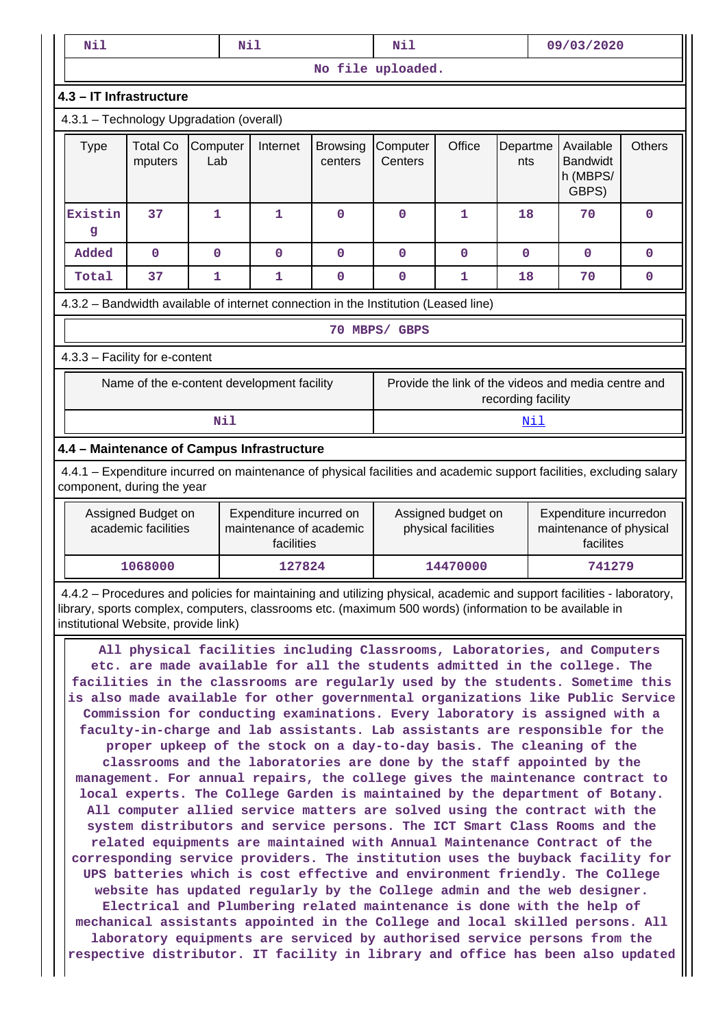| Nil | Nil | Nil | 09/03/2020 |
|---|---|---|---|
| No file uploaded. | | | |

### 4.3 – IT Infrastructure

4.3.1 – Technology Upgradation (overall)

| Type | Total Computers | Computer Lab | Internet | Browsing centers | Computer Centers | Office | Departments | Available Bandwidth (MBPS/ GBPS) | Others |
|---|---|---|---|---|---|---|---|---|---|
| Existing | 37 | 1 | 1 | 0 | 0 | 1 | 18 | 70 | 0 |
| Added | 0 | 0 | 0 | 0 | 0 | 0 | 0 | 0 | 0 |
| Total | 37 | 1 | 1 | 0 | 0 | 1 | 18 | 70 | 0 |

4.3.2 – Bandwidth available of internet connection in the Institution (Leased line)

70 MBPS/ GBPS

4.3.3 – Facility for e-content

| Name of the e-content development facility | Provide the link of the videos and media centre and recording facility |
|---|---|
| Nil | Nil |

### 4.4 – Maintenance of Campus Infrastructure

4.4.1 – Expenditure incurred on maintenance of physical facilities and academic support facilities, excluding salary component, during the year

| Assigned Budget on academic facilities | Expenditure incurred on maintenance of academic facilities | Assigned budget on physical facilities | Expenditure incurredon maintenance of physical facilites |
|---|---|---|---|
| 1068000 | 127824 | 14470000 | 741279 |

4.4.2 – Procedures and policies for maintaining and utilizing physical, academic and support facilities - laboratory, library, sports complex, computers, classrooms etc. (maximum 500 words) (information to be available in institutional Website, provide link)

All physical facilities including Classrooms, Laboratories, and Computers etc. are made available for all the students admitted in the college. The facilities in the classrooms are regularly used by the students. Sometime this is also made available for other governmental organizations like Public Service Commission for conducting examinations. Every laboratory is assigned with a faculty-in-charge and lab assistants. Lab assistants are responsible for the proper upkeep of the stock on a day-to-day basis. The cleaning of the classrooms and the laboratories are done by the staff appointed by the management. For annual repairs, the college gives the maintenance contract to local experts. The College Garden is maintained by the department of Botany. All computer allied service matters are solved using the contract with the system distributors and service persons. The ICT Smart Class Rooms and the related equipments are maintained with Annual Maintenance Contract of the corresponding service providers. The institution uses the buyback facility for UPS batteries which is cost effective and environment friendly. The College website has updated regularly by the College admin and the web designer. Electrical and Plumbering related maintenance is done with the help of mechanical assistants appointed in the College and local skilled persons. All laboratory equipments are serviced by authorised service persons from the respective distributor. IT facility in library and office has been also updated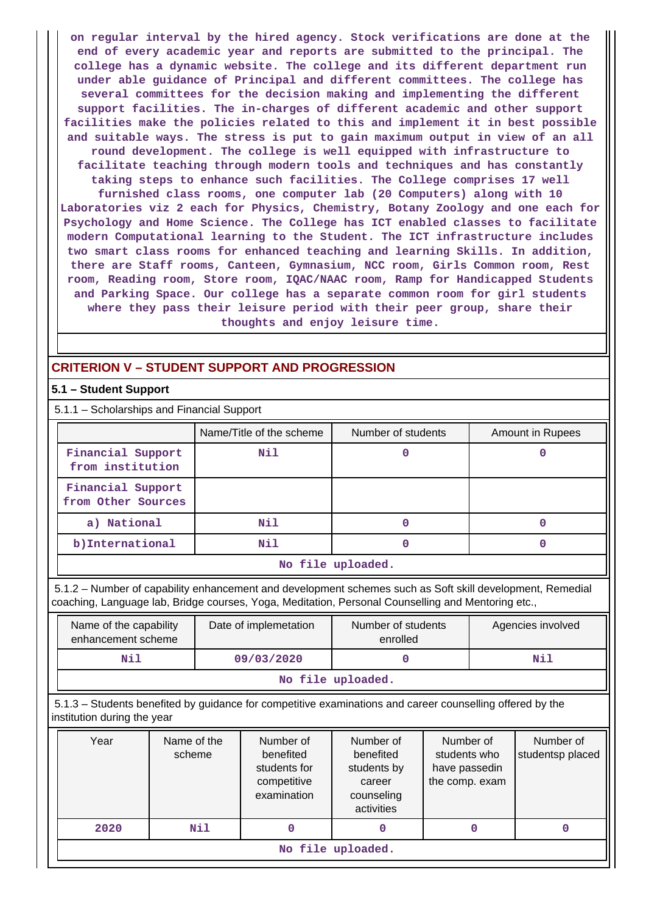on regular interval by the hired agency. Stock verifications are done at the end of every academic year and reports are submitted to the principal. The college has a dynamic website. The college and its different department run under able guidance of Principal and different committees. The college has several committees for the decision making and implementing the different support facilities. The in-charges of different academic and other support facilities make the policies related to this and implement it in best possible and suitable ways. The stress is put to gain maximum output in view of an all round development. The college is well equipped with infrastructure to facilitate teaching through modern tools and techniques and has constantly taking steps to enhance such facilities. The College comprises 17 well furnished class rooms, one computer lab (20 Computers) along with 10 Laboratories viz 2 each for Physics, Chemistry, Botany Zoology and one each for Psychology and Home Science. The College has ICT enabled classes to facilitate modern Computational learning to the Student. The ICT infrastructure includes two smart class rooms for enhanced teaching and learning Skills. In addition, there are Staff rooms, Canteen, Gymnasium, NCC room, Girls Common room, Rest room, Reading room, Store room, IQAC/NAAC room, Ramp for Handicapped Students and Parking Space. Our college has a separate common room for girl students where they pass their leisure period with their peer group, share their thoughts and enjoy leisure time.

## CRITERION V – STUDENT SUPPORT AND PROGRESSION

### 5.1 – Student Support

5.1.1 – Scholarships and Financial Support

| | Name/Title of the scheme | Number of students | Amount in Rupees |
|---|---|---|---|
| Financial Support from institution | Nil | 0 | 0 |
| Financial Support from Other Sources | | | |
| a) National | Nil | 0 | 0 |
| b)International | Nil | 0 | 0 |
| No file uploaded. | | | |

5.1.2 – Number of capability enhancement and development schemes such as Soft skill development, Remedial coaching, Language lab, Bridge courses, Yoga, Meditation, Personal Counselling and Mentoring etc.,

| Name of the capability enhancement scheme | Date of implemetation | Number of students enrolled | Agencies involved |
|---|---|---|---|
| Nil | 09/03/2020 | 0 | Nil |
| No file uploaded. | | | |

5.1.3 – Students benefited by guidance for competitive examinations and career counselling offered by the institution during the year

| Year | Name of the scheme | Number of benefited students for competitive examination | Number of benefited students by career counseling activities | Number of students who have passedin the comp. exam | Number of studentsp placed |
|---|---|---|---|---|---|
| 2020 | Nil | 0 | 0 | 0 | 0 |
| No file uploaded. | | | | | |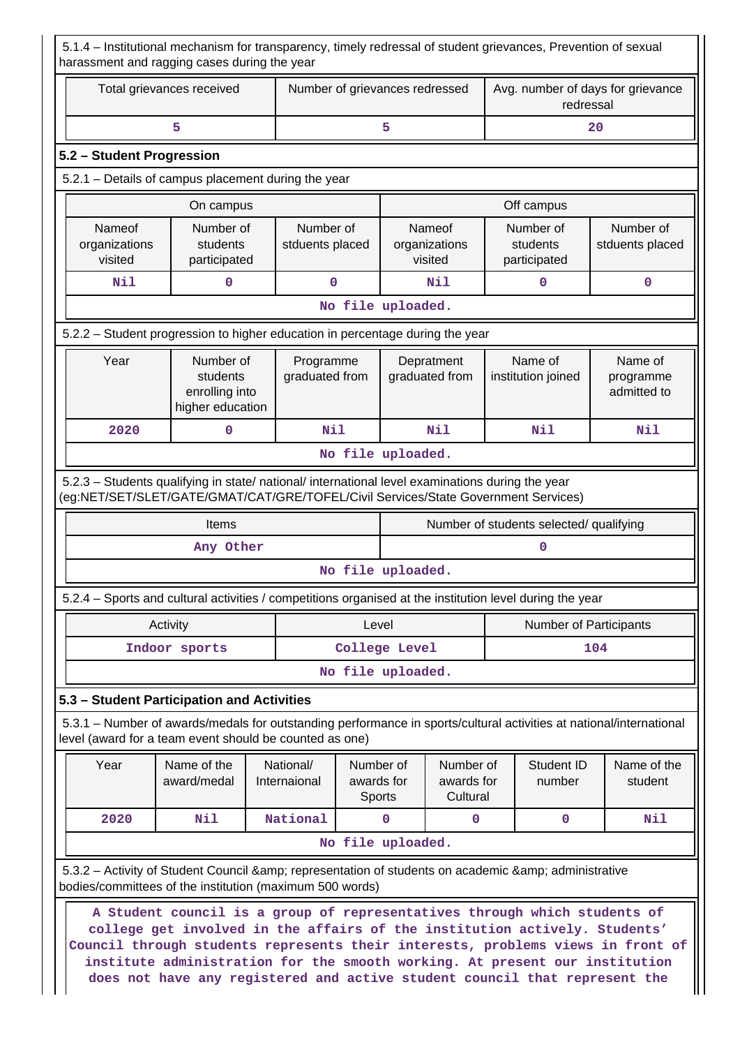5.1.4 – Institutional mechanism for transparency, timely redressal of student grievances, Prevention of sexual harassment and ragging cases during the year

| Total grievances received | Number of grievances redressed | Avg. number of days for grievance redressal |
|---|---|---|
| 5 | 5 | 20 |

## 5.2 – Student Progression

5.2.1 – Details of campus placement during the year

| On campus | | | Off campus | | |
|---|---|---|---|---|---|
| Nameof organizations visited | Number of students participated | Number of stduents placed | Nameof organizations visited | Number of students participated | Number of stduents placed |
| Nil | 0 | 0 | Nil | 0 | 0 |

No file uploaded.

5.2.2 – Student progression to higher education in percentage during the year

| Year | Number of students enrolling into higher education | Programme graduated from | Depratment graduated from | Name of institution joined | Name of programme admitted to |
|---|---|---|---|---|---|
| 2020 | 0 | Nil | Nil | Nil | Nil |

No file uploaded.

5.2.3 – Students qualifying in state/ national/ international level examinations during the year (eg:NET/SET/SLET/GATE/GMAT/CAT/GRE/TOFEL/Civil Services/State Government Services)

| Items | Number of students selected/ qualifying |
|---|---|
| Any Other | 0 |

No file uploaded.

5.2.4 – Sports and cultural activities / competitions organised at the institution level during the year

| Activity | Level | Number of Participants |
|---|---|---|
| Indoor sports | College Level | 104 |

No file uploaded.

## 5.3 – Student Participation and Activities

5.3.1 – Number of awards/medals for outstanding performance in sports/cultural activities at national/international level (award for a team event should be counted as one)

| Year | Name of the award/medal | National/ Internaional | Number of awards for Sports | Number of awards for Cultural | Student ID number | Name of the student |
|---|---|---|---|---|---|---|
| 2020 | Nil | National | 0 | 0 | 0 | Nil |

No file uploaded.

5.3.2 – Activity of Student Council &amp; representation of students on academic &amp; administrative bodies/committees of the institution (maximum 500 words)

A Student council is a group of representatives through which students of college get involved in the affairs of the institution actively. Students' Council through students represents their interests, problems views in front of institute administration for the smooth working. At present our institution does not have any registered and active student council that represent the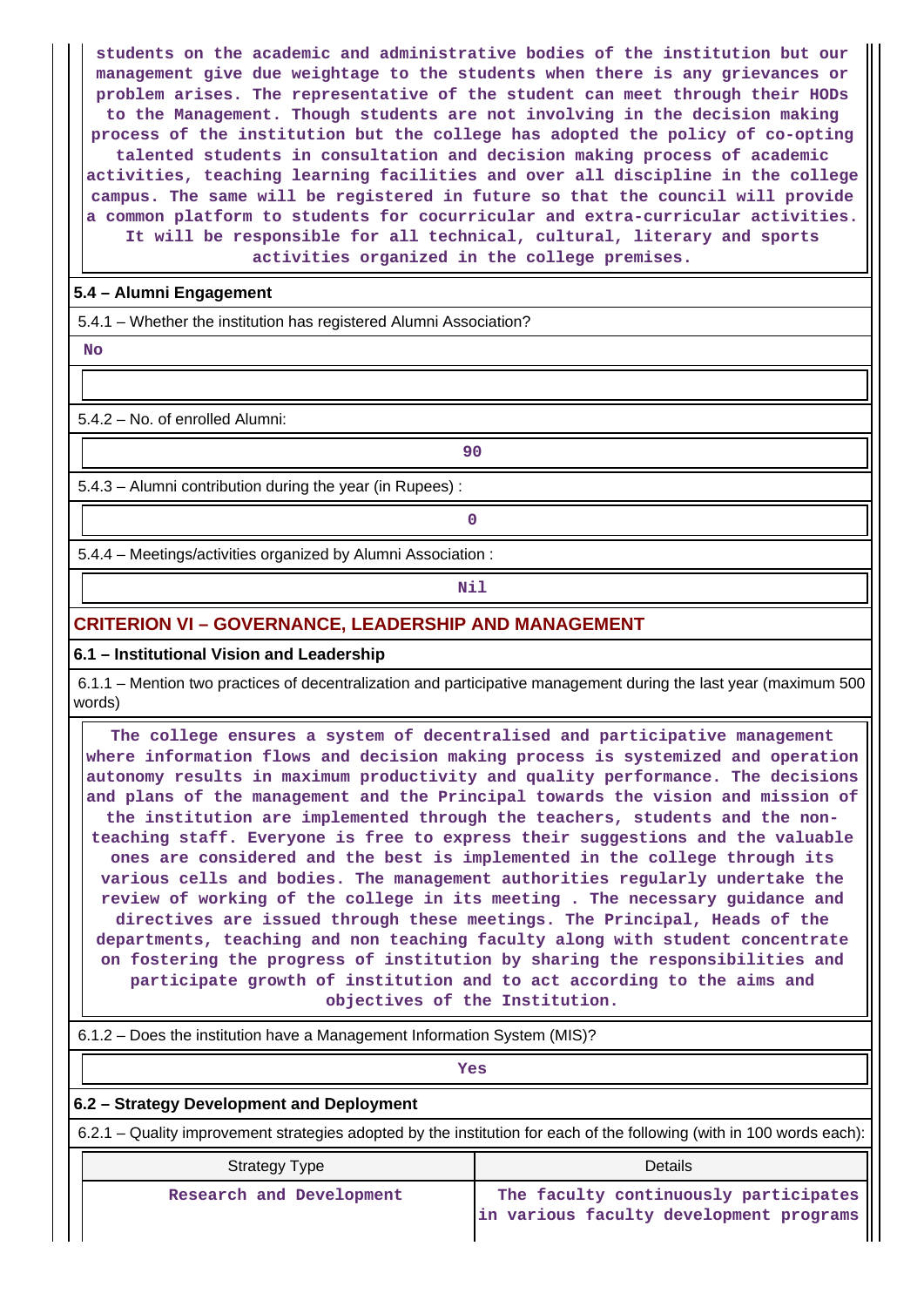students on the academic and administrative bodies of the institution but our management give due weightage to the students when there is any grievances or problem arises. The representative of the student can meet through their HODs to the Management. Though students are not involving in the decision making process of the institution but the college has adopted the policy of co-opting talented students in consultation and decision making process of academic activities, teaching learning facilities and over all discipline in the college campus. The same will be registered in future so that the council will provide a common platform to students for cocurricular and extra-curricular activities. It will be responsible for all technical, cultural, literary and sports activities organized in the college premises.

### 5.4 – Alumni Engagement

5.4.1 – Whether the institution has registered Alumni Association?

No

5.4.2 – No. of enrolled Alumni:

90

5.4.3 – Alumni contribution during the year (in Rupees) :

0

5.4.4 – Meetings/activities organized by Alumni Association :

Nil

## CRITERION VI – GOVERNANCE, LEADERSHIP AND MANAGEMENT

### 6.1 – Institutional Vision and Leadership

6.1.1 – Mention two practices of decentralization and participative management during the last year (maximum 500 words)

The college ensures a system of decentralised and participative management where information flows and decision making process is systemized and operation autonomy results in maximum productivity and quality performance. The decisions and plans of the management and the Principal towards the vision and mission of the institution are implemented through the teachers, students and the non-teaching staff. Everyone is free to express their suggestions and the valuable ones are considered and the best is implemented in the college through its various cells and bodies. The management authorities regularly undertake the review of working of the college in its meeting . The necessary guidance and directives are issued through these meetings. The Principal, Heads of the departments, teaching and non teaching faculty along with student concentrate on fostering the progress of institution by sharing the responsibilities and participate growth of institution and to act according to the aims and objectives of the Institution.

6.1.2 – Does the institution have a Management Information System (MIS)?

Yes

### 6.2 – Strategy Development and Deployment

6.2.1 – Quality improvement strategies adopted by the institution for each of the following (with in 100 words each):

| Strategy Type | Details |
|---|---|
| Research and Development | The faculty continuously participates in various faculty development programs |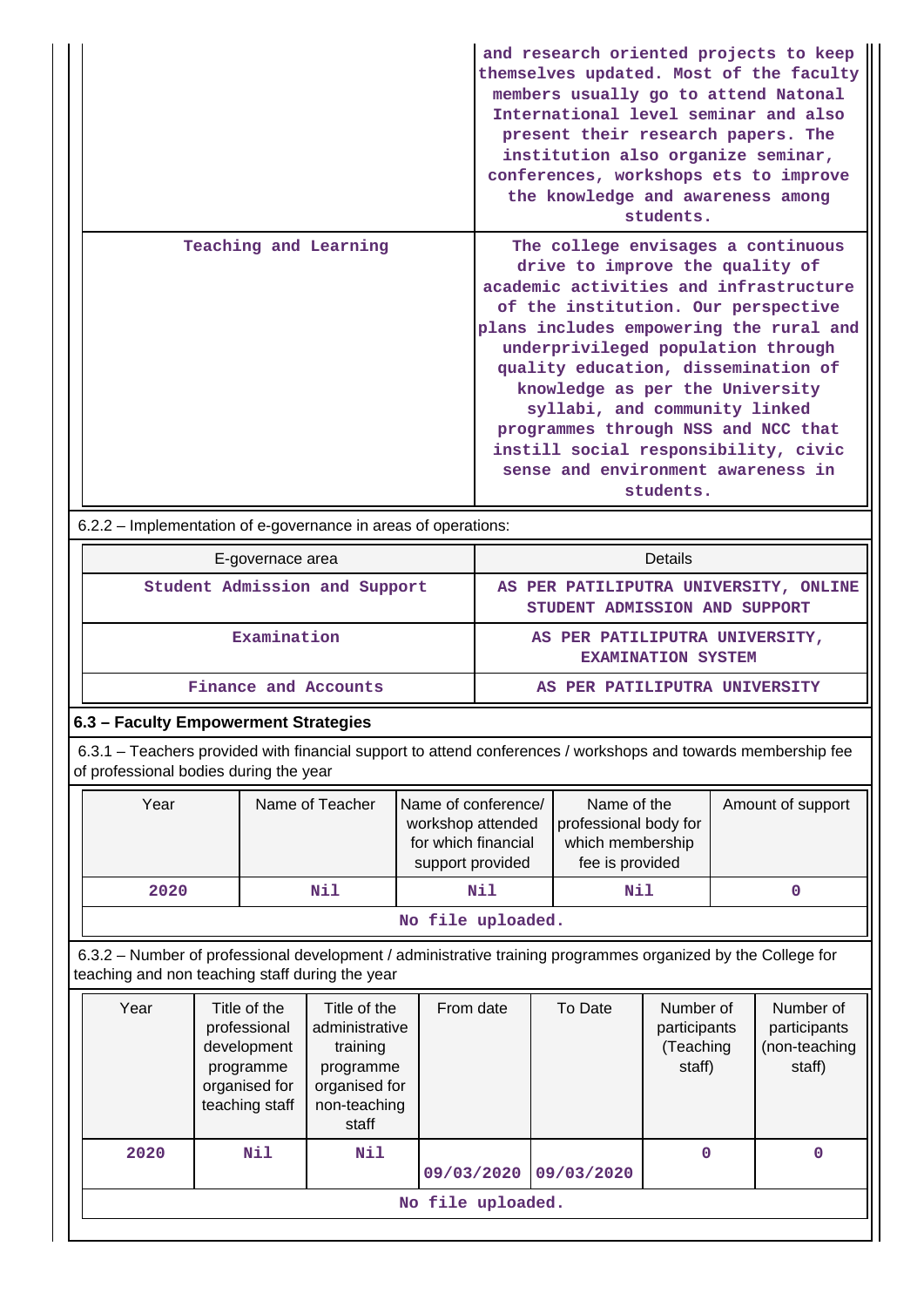| | |
|---|---|
| | and research oriented projects to keep themselves updated. Most of the faculty members usually go to attend Natonal International level seminar and also present their research papers. The institution also organize seminar, conferences, workshops ets to improve the knowledge and awareness among students. |
| Teaching and Learning | The college envisages a continuous drive to improve the quality of academic activities and infrastructure of the institution. Our perspective plans includes empowering the rural and underprivileged population through quality education, dissemination of knowledge as per the University syllabi, and community linked programmes through NSS and NCC that instill social responsibility, civic sense and environment awareness in students. |

6.2.2 – Implementation of e-governance in areas of operations:

| E-governace area | Details |
|---|---|
| Student Admission and Support | AS PER PATILIPUTRA UNIVERSITY, ONLINE STUDENT ADMISSION AND SUPPORT |
| Examination | AS PER PATILIPUTRA UNIVERSITY, EXAMINATION SYSTEM |
| Finance and Accounts | AS PER PATILIPUTRA UNIVERSITY |

### 6.3 – Faculty Empowerment Strategies

6.3.1 – Teachers provided with financial support to attend conferences / workshops and towards membership fee of professional bodies during the year

| Year | Name of Teacher | Name of conference/ workshop attended for which financial support provided | Name of the professional body for which membership fee is provided | Amount of support |
|---|---|---|---|---|
| 2020 | Nil | Nil | Nil | 0 |
| No file uploaded. | | | | |

6.3.2 – Number of professional development / administrative training programmes organized by the College for teaching and non teaching staff during the year

| Year | Title of the professional development programme organised for teaching staff | Title of the administrative training programme organised for non-teaching staff | From date | To Date | Number of participants (Teaching staff) | Number of participants (non-teaching staff) |
|---|---|---|---|---|---|---|
| 2020 | Nil | Nil | 09/03/2020 | 09/03/2020 | 0 | 0 |
| No file uploaded. | | | | | | |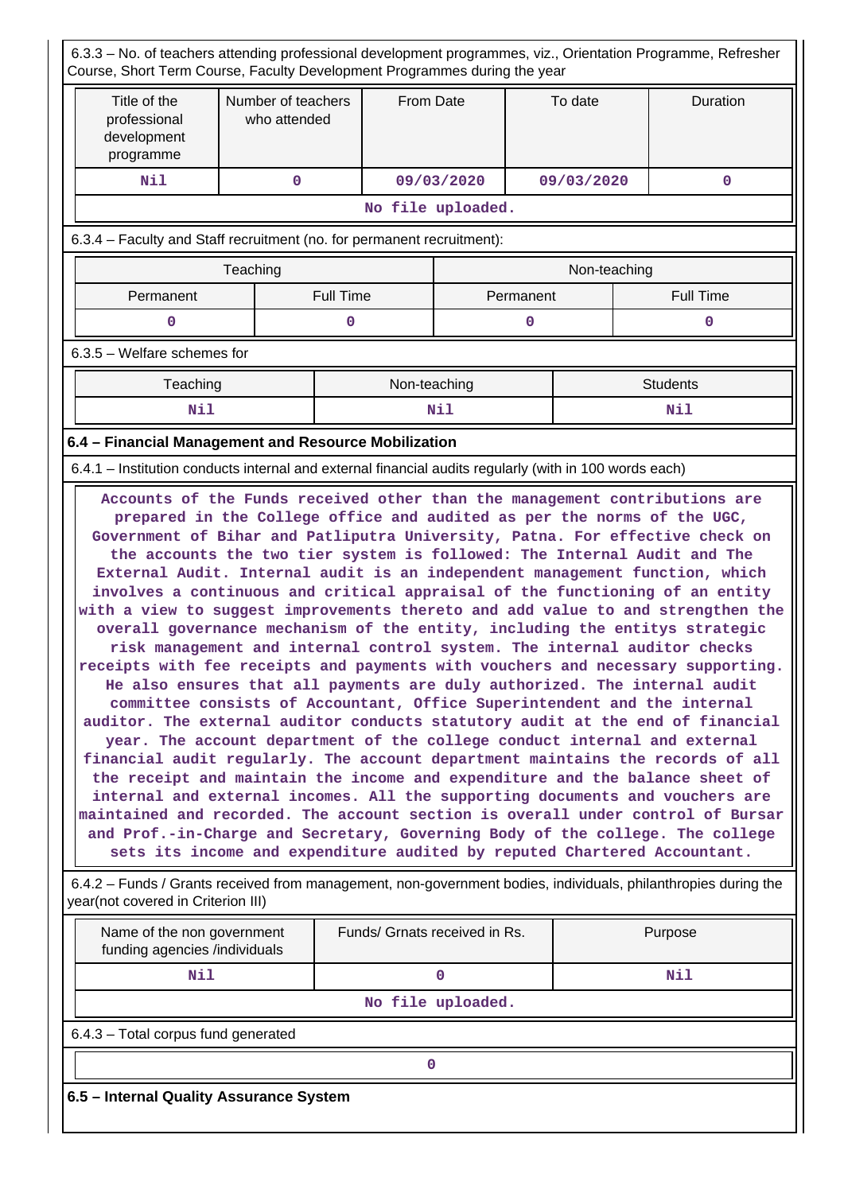6.3.3 – No. of teachers attending professional development programmes, viz., Orientation Programme, Refresher Course, Short Term Course, Faculty Development Programmes during the year

| Title of the professional development programme | Number of teachers who attended | From Date | To date | Duration |
|---|---|---|---|---|
| Nil | 0 | 09/03/2020 | 09/03/2020 | 0 |

No file uploaded.

6.3.4 – Faculty and Staff recruitment (no. for permanent recruitment):

| Teaching | | Non-teaching | |
|---|---|---|---|
| Permanent | Full Time | Permanent | Full Time |
| 0 | 0 | 0 | 0 |

6.3.5 – Welfare schemes for

| Teaching | Non-teaching | Students |
|---|---|---|
| Nil | Nil | Nil |

**6.4 – Financial Management and Resource Mobilization**

6.4.1 – Institution conducts internal and external financial audits regularly (with in 100 words each)

Accounts of the Funds received other than the management contributions are prepared in the College office and audited as per the norms of the UGC, Government of Bihar and Patliputra University, Patna. For effective check on the accounts the two tier system is followed: The Internal Audit and The External Audit. Internal audit is an independent management function, which involves a continuous and critical appraisal of the functioning of an entity with a view to suggest improvements thereto and add value to and strengthen the overall governance mechanism of the entity, including the entitys strategic risk management and internal control system. The internal auditor checks receipts with fee receipts and payments with vouchers and necessary supporting. He also ensures that all payments are duly authorized. The internal audit committee consists of Accountant, Office Superintendent and the internal auditor. The external auditor conducts statutory audit at the end of financial year. The account department of the college conduct internal and external financial audit regularly. The account department maintains the records of all the receipt and maintain the income and expenditure and the balance sheet of internal and external incomes. All the supporting documents and vouchers are maintained and recorded. The account section is overall under control of Bursar and Prof.-in-Charge and Secretary, Governing Body of the college. The college sets its income and expenditure audited by reputed Chartered Accountant.

6.4.2 – Funds / Grants received from management, non-government bodies, individuals, philanthropies during the year(not covered in Criterion III)

| Name of the non government funding agencies /individuals | Funds/ Grnats received in Rs. | Purpose |
|---|---|---|
| Nil | 0 | Nil |

No file uploaded.

6.4.3 – Total corpus fund generated

| 0 |
|---|

**6.5 – Internal Quality Assurance System**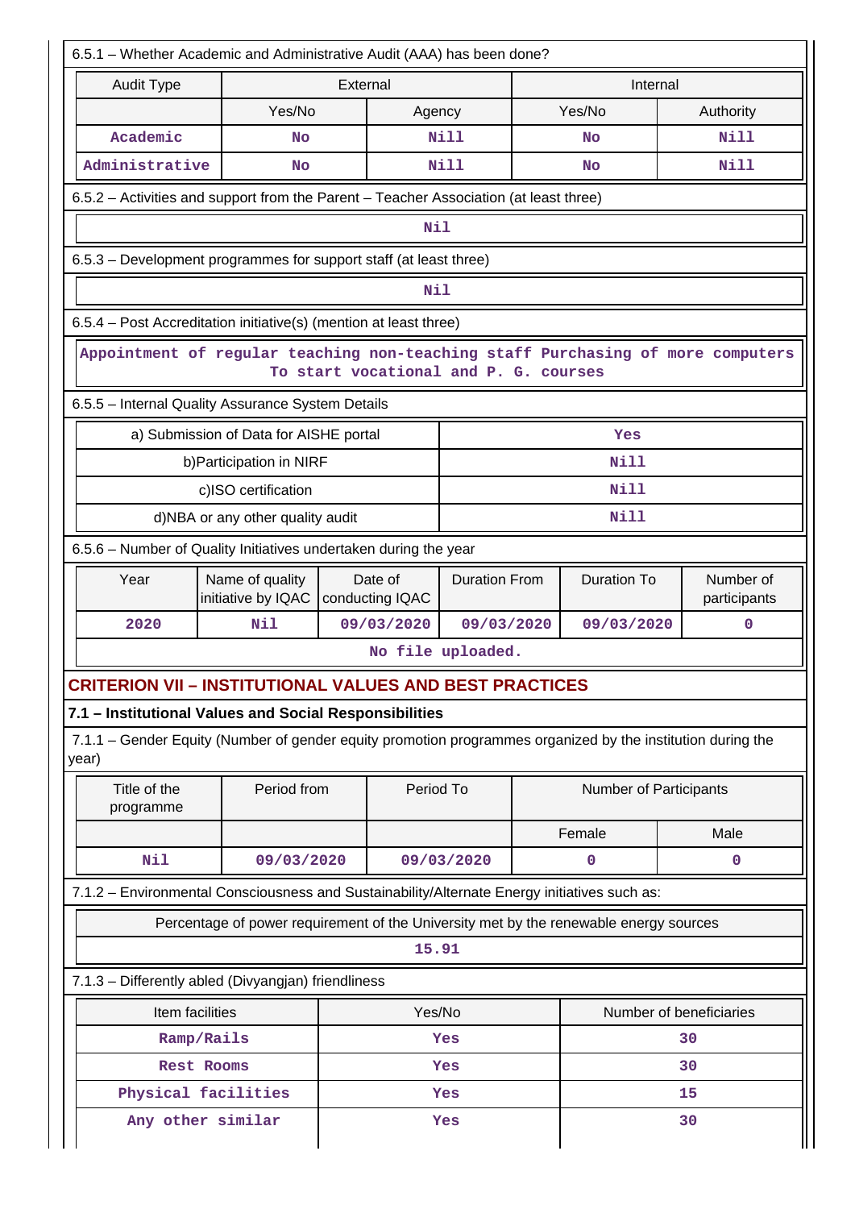6.5.1 – Whether Academic and Administrative Audit (AAA) has been done?

| Audit Type | External | | Internal | |
|---|---|---|---|---|
| | Yes/No | Agency | Yes/No | Authority |
| Academic | No | Nill | No | Nill |
| Administrative | No | Nill | No | Nill |

6.5.2 – Activities and support from the Parent – Teacher Association (at least three)

Nil

6.5.3 – Development programmes for support staff (at least three)

Nil

6.5.4 – Post Accreditation initiative(s) (mention at least three)

Appointment of regular teaching non-teaching staff Purchasing of more computers To start vocational and P. G. courses

6.5.5 – Internal Quality Assurance System Details

| | |
|---|---|
| a) Submission of Data for AISHE portal | Yes |
| b)Participation in NIRF | Nill |
| c)ISO certification | Nill |
| d)NBA or any other quality audit | Nill |

6.5.6 – Number of Quality Initiatives undertaken during the year

| Year | Name of quality initiative by IQAC | Date of conducting IQAC | Duration From | Duration To | Number of participants |
|---|---|---|---|---|---|
| 2020 | Nil | 09/03/2020 | 09/03/2020 | 09/03/2020 | 0 |

No file uploaded.

## CRITERION VII – INSTITUTIONAL VALUES AND BEST PRACTICES

### 7.1 – Institutional Values and Social Responsibilities

7.1.1 – Gender Equity (Number of gender equity promotion programmes organized by the institution during the year)

| Title of the programme | Period from | Period To | Number of Participants | |
|---|---|---|---|---|
| | | | Female | Male |
| Nil | 09/03/2020 | 09/03/2020 | 0 | 0 |

7.1.2 – Environmental Consciousness and Sustainability/Alternate Energy initiatives such as:

| Percentage of power requirement of the University met by the renewable energy sources |
|---|
| 15.91 |

7.1.3 – Differently abled (Divyangjan) friendliness

| Item facilities | Yes/No | Number of beneficiaries |
|---|---|---|
| Ramp/Rails | Yes | 30 |
| Rest Rooms | Yes | 30 |
| Physical facilities | Yes | 15 |
| Any other similar | Yes | 30 |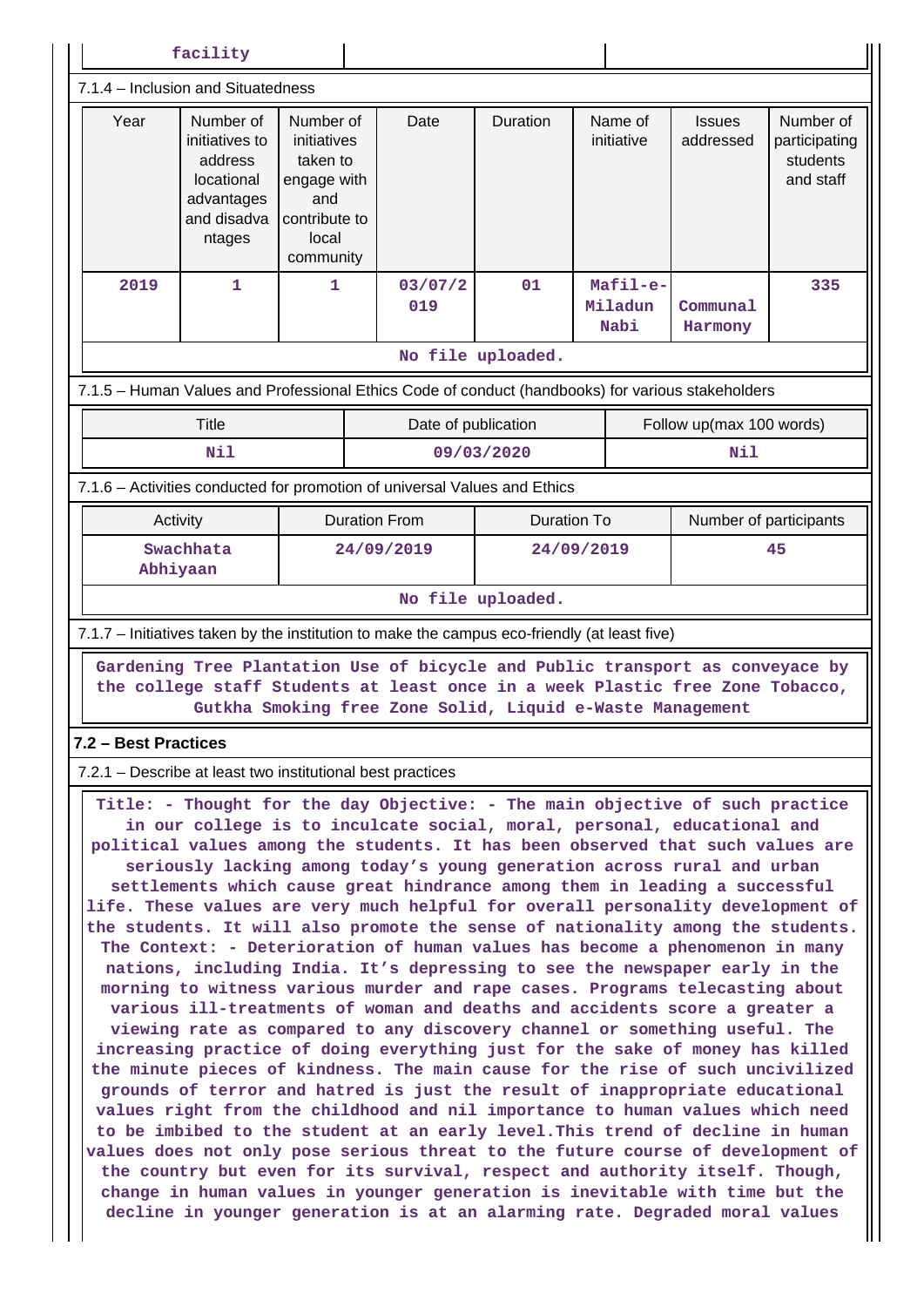| facility | | |
|---|---|---|

7.1.4 – Inclusion and Situatedness

| Year | Number of initiatives to address locational advantages and disadvantages | Number of initiatives taken to engage with and contribute to local community | Date | Duration | Name of initiative | Issues addressed | Number of participating students and staff |
|---|---|---|---|---|---|---|---|
| 2019 | 1 | 1 | 03/07/2019 | 01 | Mafil-e-Miladun Nabi | Communal Harmony | 335 |

No file uploaded.

7.1.5 – Human Values and Professional Ethics Code of conduct (handbooks) for various stakeholders

| Title | Date of publication | Follow up(max 100 words) |
|---|---|---|
| Nil | 09/03/2020 | Nil |

7.1.6 – Activities conducted for promotion of universal Values and Ethics

| Activity | Duration From | Duration To | Number of participants |
|---|---|---|---|
| Swachhata Abhiyaan | 24/09/2019 | 24/09/2019 | 45 |

No file uploaded.

7.1.7 – Initiatives taken by the institution to make the campus eco-friendly (at least five)

Gardening Tree Plantation Use of bicycle and Public transport as conveyance by the college staff Students at least once in a week Plastic free Zone Tobacco, Gutkha Smoking free Zone Solid, Liquid e-Waste Management

**7.2 – Best Practices**

7.2.1 – Describe at least two institutional best practices

Title: - Thought for the day Objective: - The main objective of such practice in our college is to inculcate social, moral, personal, educational and political values among the students. It has been observed that such values are seriously lacking among today's young generation across rural and urban settlements which cause great hindrance among them in leading a successful life. These values are very much helpful for overall personality development of the students. It will also promote the sense of nationality among the students. The Context: - Deterioration of human values has become a phenomenon in many nations, including India. It's depressing to see the newspaper early in the morning to witness various murder and rape cases. Programs telecasting about various ill-treatments of woman and deaths and accidents score a greater a viewing rate as compared to any discovery channel or something useful. The increasing practice of doing everything just for the sake of money has killed the minute pieces of kindness. The main cause for the rise of such uncivilized grounds of terror and hatred is just the result of inappropriate educational values right from the childhood and nil importance to human values which need to be imbibed to the student at an early level.This trend of decline in human values does not only pose serious threat to the future course of development of the country but even for its survival, respect and authority itself. Though, change in human values in younger generation is inevitable with time but the decline in younger generation is at an alarming rate. Degraded moral values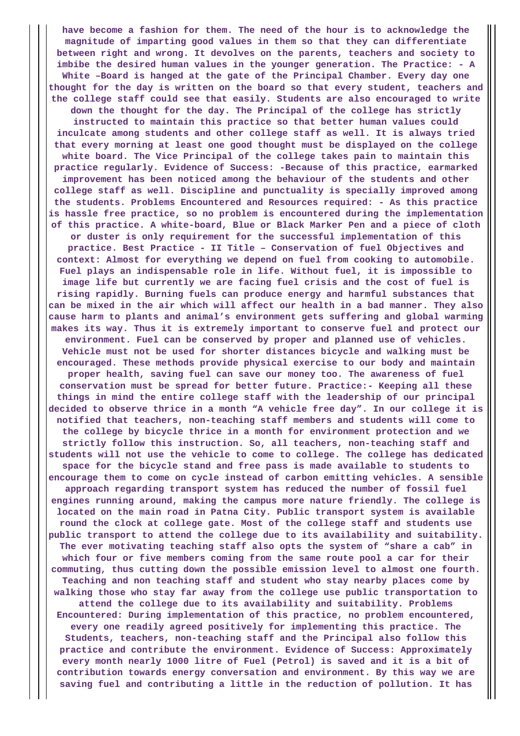**have become a fashion for them. The need of the hour is to acknowledge the magnitude of imparting good values in them so that they can differentiate between right and wrong. It devolves on the parents, teachers and society to imbibe the desired human values in the younger generation. The Practice: - A White –Board is hanged at the gate of the Principal Chamber. Every day one thought for the day is written on the board so that every student, teachers and the college staff could see that easily. Students are also encouraged to write down the thought for the day. The Principal of the college has strictly instructed to maintain this practice so that better human values could inculcate among students and other college staff as well. It is always tried that every morning at least one good thought must be displayed on the college white board. The Vice Principal of the college takes pain to maintain this practice regularly. Evidence of Success: -Because of this practice, earmarked improvement has been noticed among the behaviour of the students and other college staff as well. Discipline and punctuality is specially improved among the students. Problems Encountered and Resources required: - As this practice is hassle free practice, so no problem is encountered during the implementation of this practice. A white-board, Blue or Black Marker Pen and a piece of cloth or duster is only requirement for the successful implementation of this practice. Best Practice - II Title – Conservation of fuel Objectives and context: Almost for everything we depend on fuel from cooking to automobile. Fuel plays an indispensable role in life. Without fuel, it is impossible to image life but currently we are facing fuel crisis and the cost of fuel is rising rapidly. Burning fuels can produce energy and harmful substances that can be mixed in the air which will affect our health in a bad manner. They also cause harm to plants and animal's environment gets suffering and global warming makes its way. Thus it is extremely important to conserve fuel and protect our environment. Fuel can be conserved by proper and planned use of vehicles. Vehicle must not be used for shorter distances bicycle and walking must be encouraged. These methods provide physical exercise to our body and maintain proper health, saving fuel can save our money too. The awareness of fuel conservation must be spread for better future. Practice:- Keeping all these things in mind the entire college staff with the leadership of our principal decided to observe thrice in a month "A vehicle free day". In our college it is notified that teachers, non-teaching staff members and students will come to the college by bicycle thrice in a month for environment protection and we strictly follow this instruction. So, all teachers, non-teaching staff and students will not use the vehicle to come to college. The college has dedicated space for the bicycle stand and free pass is made available to students to encourage them to come on cycle instead of carbon emitting vehicles. A sensible approach regarding transport system has reduced the number of fossil fuel engines running around, making the campus more nature friendly. The college is located on the main road in Patna City. Public transport system is available round the clock at college gate. Most of the college staff and students use public transport to attend the college due to its availability and suitability. The ever motivating teaching staff also opts the system of "share a cab" in which four or five members coming from the same route pool a car for their commuting, thus cutting down the possible emission level to almost one fourth. Teaching and non teaching staff and student who stay nearby places come by walking those who stay far away from the college use public transportation to attend the college due to its availability and suitability. Problems Encountered: During implementation of this practice, no problem encountered, every one readily agreed positively for implementing this practice. The Students, teachers, non-teaching staff and the Principal also follow this practice and contribute the environment. Evidence of Success: Approximately every month nearly 1000 litre of Fuel (Petrol) is saved and it is a bit of contribution towards energy conversation and environment. By this way we are saving fuel and contributing a little in the reduction of pollution. It has**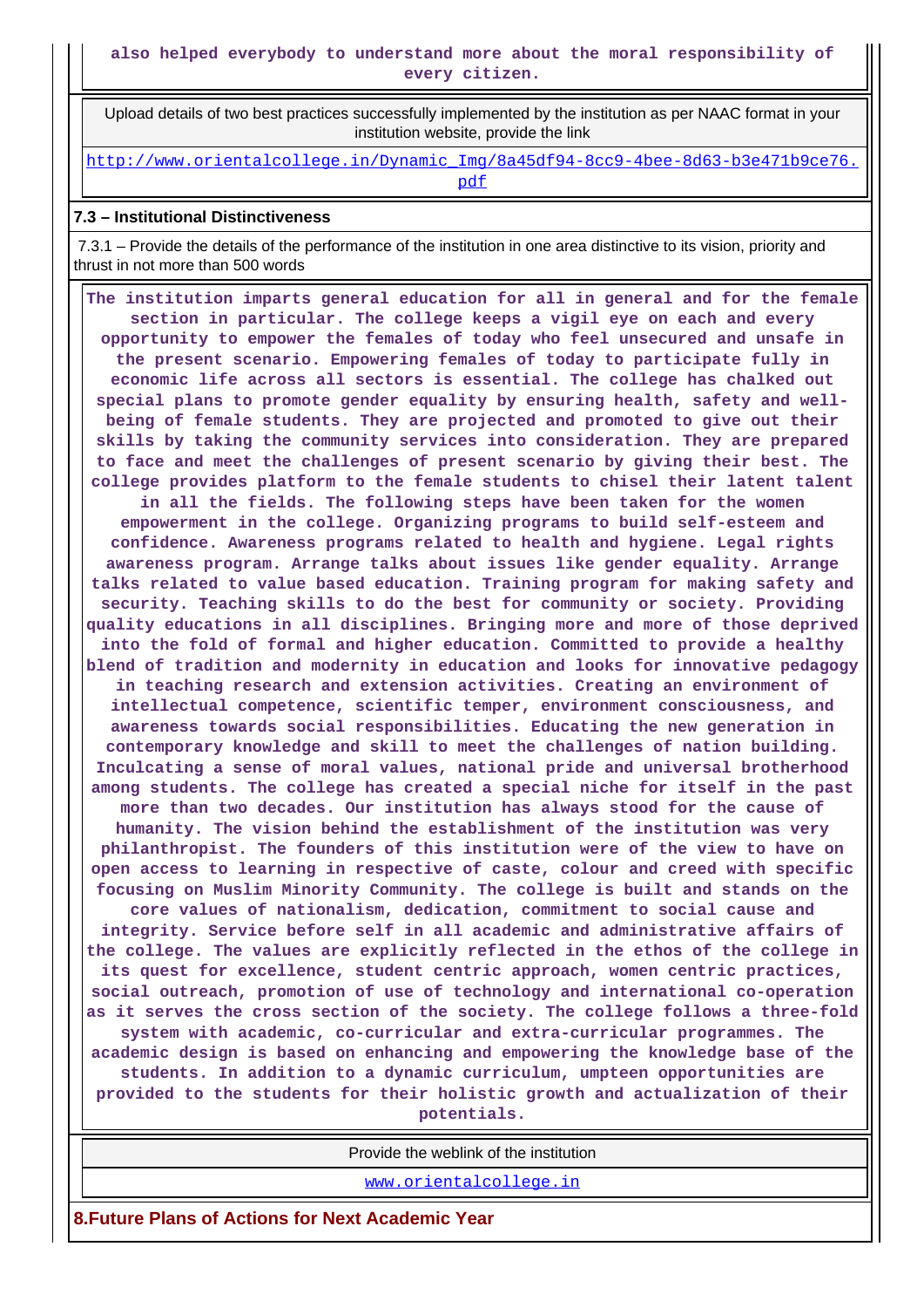**also helped everybody to understand more about the moral responsibility of every citizen.**

Upload details of two best practices successfully implemented by the institution as per NAAC format in your institution website, provide the link

http://www.orientalcollege.in/Dynamic_Img/8a45df94-8cc9-4bee-8d63-b3e471b9ce76.pdf

**7.3 – Institutional Distinctiveness**

7.3.1 – Provide the details of the performance of the institution in one area distinctive to its vision, priority and thrust in not more than 500 words

**The institution imparts general education for all in general and for the female section in particular. The college keeps a vigil eye on each and every opportunity to empower the females of today who feel unsecured and unsafe in the present scenario. Empowering females of today to participate fully in economic life across all sectors is essential. The college has chalked out special plans to promote gender equality by ensuring health, safety and well-being of female students. They are projected and promoted to give out their skills by taking the community services into consideration. They are prepared to face and meet the challenges of present scenario by giving their best. The college provides platform to the female students to chisel their latent talent in all the fields. The following steps have been taken for the women empowerment in the college. Organizing programs to build self-esteem and confidence. Awareness programs related to health and hygiene. Legal rights awareness program. Arrange talks about issues like gender equality. Arrange talks related to value based education. Training program for making safety and security. Teaching skills to do the best for community or society. Providing quality educations in all disciplines. Bringing more and more of those deprived into the fold of formal and higher education. Committed to provide a healthy blend of tradition and modernity in education and looks for innovative pedagogy in teaching research and extension activities. Creating an environment of intellectual competence, scientific temper, environment consciousness, and awareness towards social responsibilities. Educating the new generation in contemporary knowledge and skill to meet the challenges of nation building. Inculcating a sense of moral values, national pride and universal brotherhood among students. The college has created a special niche for itself in the past more than two decades. Our institution has always stood for the cause of humanity. The vision behind the establishment of the institution was very philanthropist. The founders of this institution were of the view to have on open access to learning in respective of caste, colour and creed with specific focusing on Muslim Minority Community. The college is built and stands on the core values of nationalism, dedication, commitment to social cause and integrity. Service before self in all academic and administrative affairs of the college. The values are explicitly reflected in the ethos of the college in its quest for excellence, student centric approach, women centric practices, social outreach, promotion of use of technology and international co-operation as it serves the cross section of the society. The college follows a three-fold system with academic, co-curricular and extra-curricular programmes. The academic design is based on enhancing and empowering the knowledge base of the students. In addition to a dynamic curriculum, umpteen opportunities are provided to the students for their holistic growth and actualization of their potentials.**

Provide the weblink of the institution

www.orientalcollege.in

## 8.Future Plans of Actions for Next Academic Year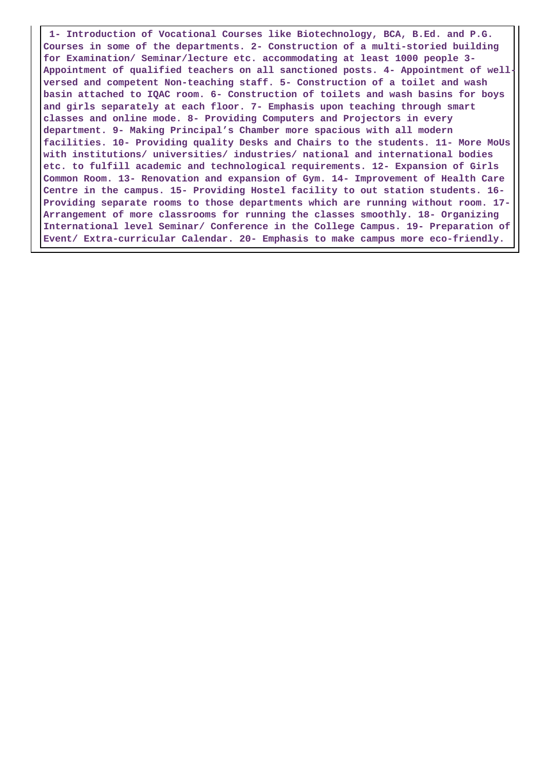**1- Introduction of Vocational Courses like Biotechnology, BCA, B.Ed. and P.G. Courses in some of the departments. 2- Construction of a multi-storied building for Examination/ Seminar/lecture etc. accommodating at least 1000 people 3- Appointment of qualified teachers on all sanctioned posts. 4- Appointment of well-versed and competent Non-teaching staff. 5- Construction of a toilet and wash basin attached to IQAC room. 6- Construction of toilets and wash basins for boys and girls separately at each floor. 7- Emphasis upon teaching through smart classes and online mode. 8- Providing Computers and Projectors in every department. 9- Making Principal's Chamber more spacious with all modern facilities. 10- Providing quality Desks and Chairs to the students. 11- More MoUs with institutions/ universities/ industries/ national and international bodies etc. to fulfill academic and technological requirements. 12- Expansion of Girls Common Room. 13- Renovation and expansion of Gym. 14- Improvement of Health Care Centre in the campus. 15- Providing Hostel facility to out station students. 16- Providing separate rooms to those departments which are running without room. 17- Arrangement of more classrooms for running the classes smoothly. 18- Organizing International level Seminar/ Conference in the College Campus. 19- Preparation of Event/ Extra-curricular Calendar. 20- Emphasis to make campus more eco-friendly.**